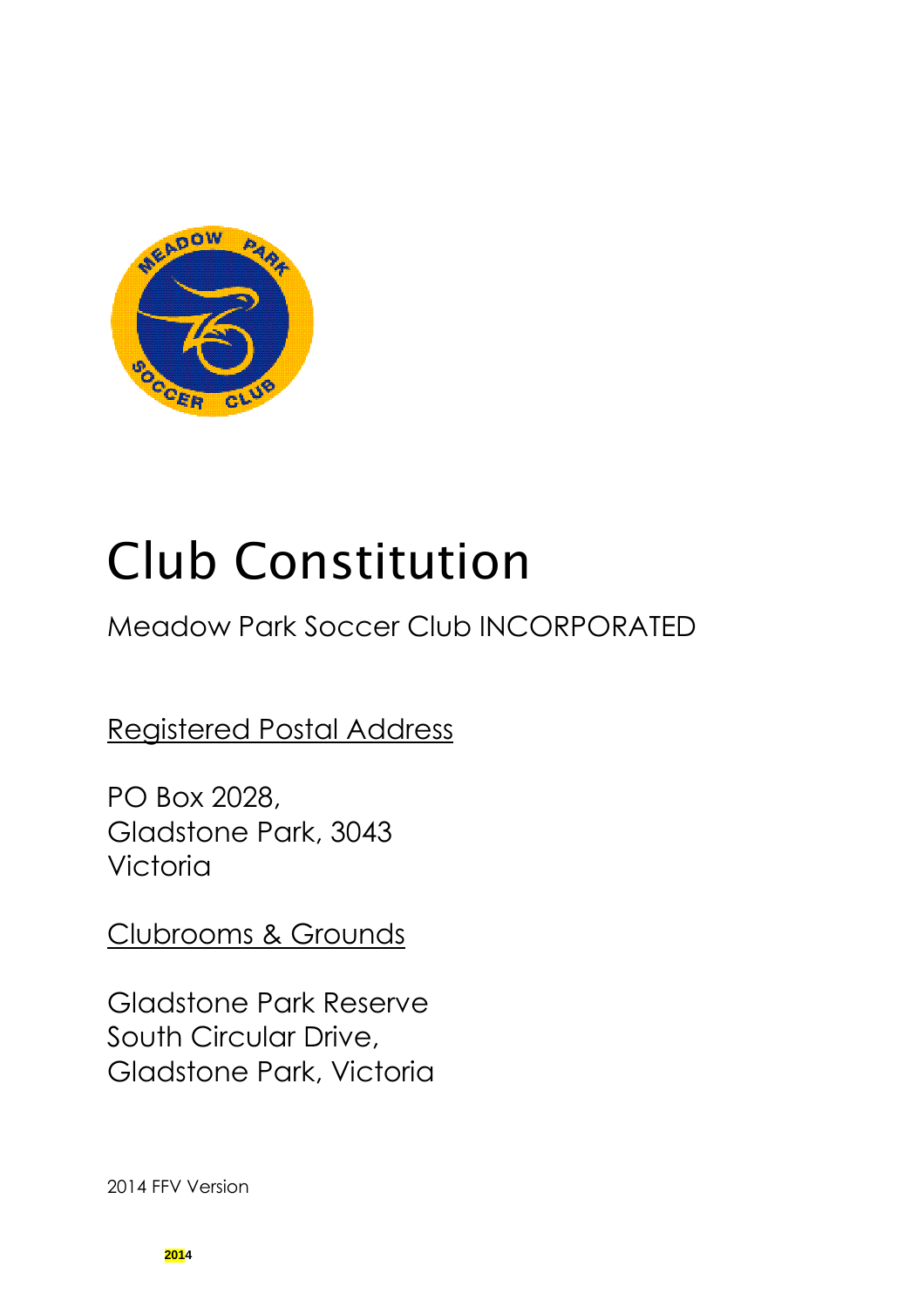# Club Constitution

Meadow Park Soccer Club INCORPORATED

Registered Postal Address

PO Box 2028,
Gladstone Park, 3043
Victoria

Clubrooms & Grounds

Gladstone Park Reserve
South Circular Drive,
Gladstone Park, Victoria

2014 FFV Version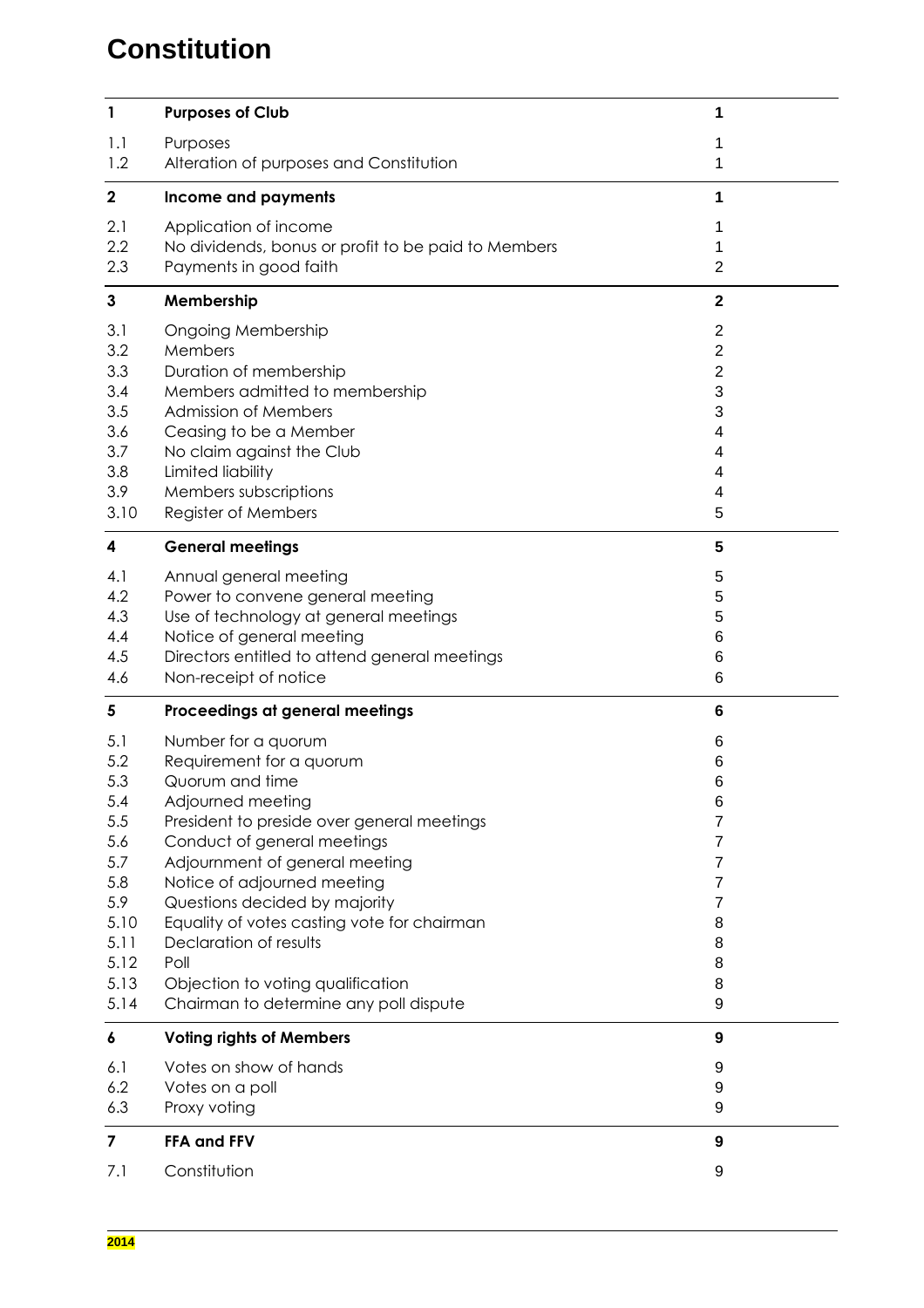# Constitution

| | | |
|---|---|---|
| **1** | **Purposes of Club** | **1** |
| 1.1 | Purposes | 1 |
| 1.2 | Alteration of purposes and Constitution | 1 |
| **2** | **Income and payments** | **1** |
| 2.1 | Application of income | 1 |
| 2.2 | No dividends, bonus or profit to be paid to Members | 1 |
| 2.3 | Payments in good faith | 2 |
| **3** | **Membership** | **2** |
| 3.1 | Ongoing Membership | 2 |
| 3.2 | Members | 2 |
| 3.3 | Duration of membership | 2 |
| 3.4 | Members admitted to membership | 3 |
| 3.5 | Admission of Members | 3 |
| 3.6 | Ceasing to be a Member | 4 |
| 3.7 | No claim against the Club | 4 |
| 3.8 | Limited liability | 4 |
| 3.9 | Members subscriptions | 4 |
| 3.10 | Register of Members | 5 |
| **4** | **General meetings** | **5** |
| 4.1 | Annual general meeting | 5 |
| 4.2 | Power to convene general meeting | 5 |
| 4.3 | Use of technology at general meetings | 5 |
| 4.4 | Notice of general meeting | 6 |
| 4.5 | Directors entitled to attend general meetings | 6 |
| 4.6 | Non-receipt of notice | 6 |
| **5** | **Proceedings at general meetings** | **6** |
| 5.1 | Number for a quorum | 6 |
| 5.2 | Requirement for a quorum | 6 |
| 5.3 | Quorum and time | 6 |
| 5.4 | Adjourned meeting | 6 |
| 5.5 | President to preside over general meetings | 7 |
| 5.6 | Conduct of general meetings | 7 |
| 5.7 | Adjournment of general meeting | 7 |
| 5.8 | Notice of adjourned meeting | 7 |
| 5.9 | Questions decided by majority | 7 |
| 5.10 | Equality of votes casting vote for chairman | 8 |
| 5.11 | Declaration of results | 8 |
| 5.12 | Poll | 8 |
| 5.13 | Objection to voting qualification | 8 |
| 5.14 | Chairman to determine any poll dispute | 9 |
| **6** | **Voting rights of Members** | **9** |
| 6.1 | Votes on show of hands | 9 |
| 6.2 | Votes on a poll | 9 |
| 6.3 | Proxy voting | 9 |
| **7** | **FFA and FFV** | **9** |
| 7.1 | Constitution | 9 |

**2014**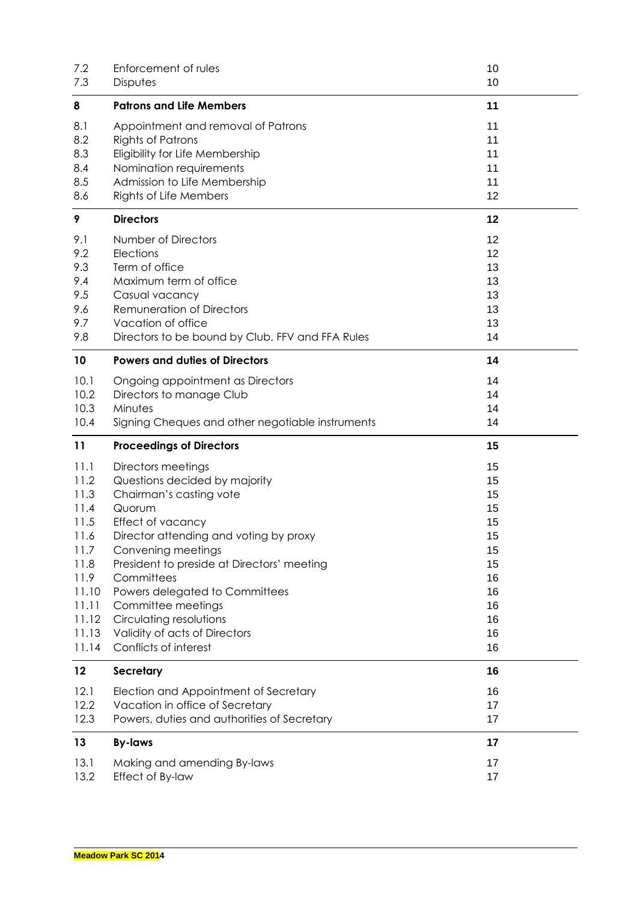| | | |
|---|---|---|
| 7.2 | Enforcement of rules | 10 |
| 7.3 | Disputes | 10 |
| **8** | **Patrons and Life Members** | **11** |
| 8.1 | Appointment and removal of Patrons | 11 |
| 8.2 | Rights of Patrons | 11 |
| 8.3 | Eligibility for Life Membership | 11 |
| 8.4 | Nomination requirements | 11 |
| 8.5 | Admission to Life Membership | 11 |
| 8.6 | Rights of Life Members | 12 |
| **9** | **Directors** | **12** |
| 9.1 | Number of Directors | 12 |
| 9.2 | Elections | 12 |
| 9.3 | Term of office | 13 |
| 9.4 | Maximum term of office | 13 |
| 9.5 | Casual vacancy | 13 |
| 9.6 | Remuneration of Directors | 13 |
| 9.7 | Vacation of office | 13 |
| 9.8 | Directors to be bound by Club, FFV and FFA Rules | 14 |
| **10** | **Powers and duties of Directors** | **14** |
| 10.1 | Ongoing appointment as Directors | 14 |
| 10.2 | Directors to manage Club | 14 |
| 10.3 | Minutes | 14 |
| 10.4 | Signing Cheques and other negotiable instruments | 14 |
| **11** | **Proceedings of Directors** | **15** |
| 11.1 | Directors meetings | 15 |
| 11.2 | Questions decided by majority | 15 |
| 11.3 | Chairman's casting vote | 15 |
| 11.4 | Quorum | 15 |
| 11.5 | Effect of vacancy | 15 |
| 11.6 | Director attending and voting by proxy | 15 |
| 11.7 | Convening meetings | 15 |
| 11.8 | President to preside at Directors' meeting | 15 |
| 11.9 | Committees | 16 |
| 11.10 | Powers delegated to Committees | 16 |
| 11.11 | Committee meetings | 16 |
| 11.12 | Circulating resolutions | 16 |
| 11.13 | Validity of acts of Directors | 16 |
| 11.14 | Conflicts of interest | 16 |
| **12** | **Secretary** | **16** |
| 12.1 | Election and Appointment of Secretary | 16 |
| 12.2 | Vacation in office of Secretary | 17 |
| 12.3 | Powers, duties and authorities of Secretary | 17 |
| **13** | **By-laws** | **17** |
| 13.1 | Making and amending By-laws | 17 |
| 13.2 | Effect of By-law | 17 |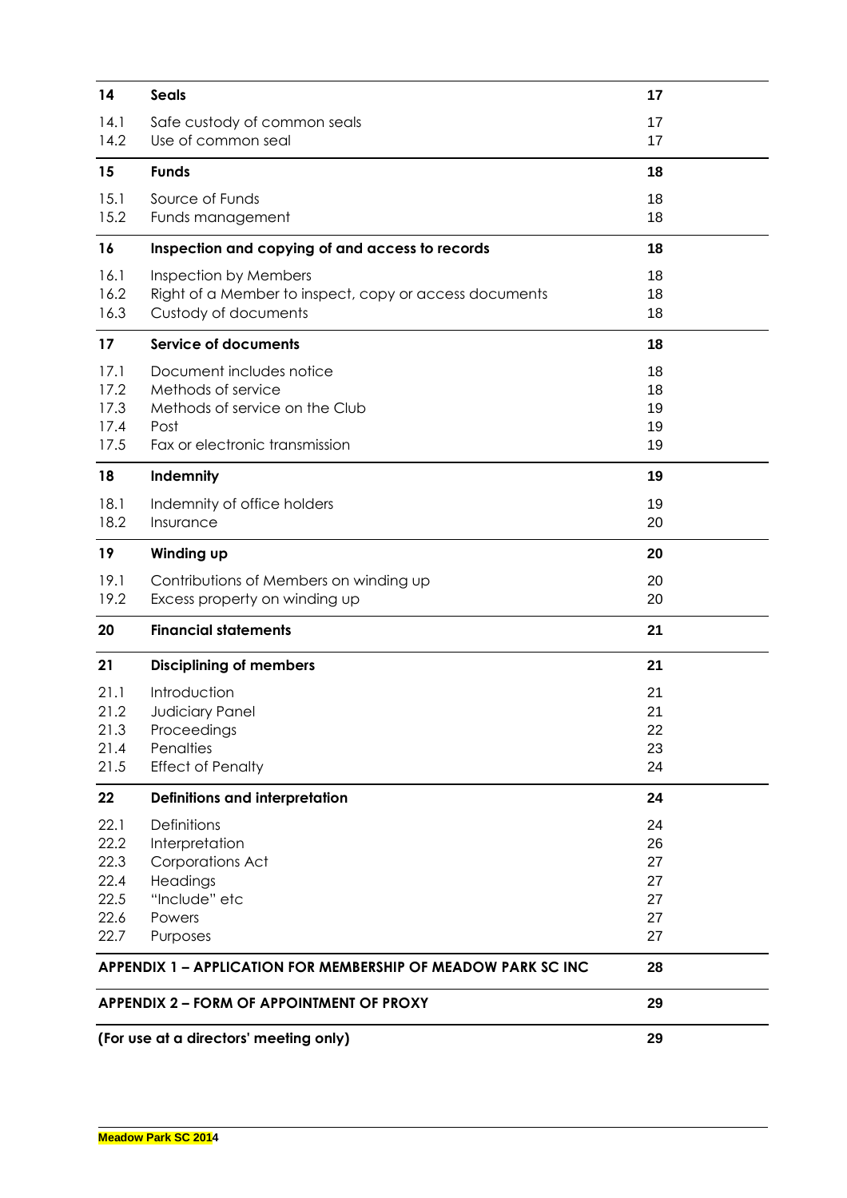| | | |
|---|---|---|
| **14** | **Seals** | **17** |
| 14.1 | Safe custody of common seals | 17 |
| 14.2 | Use of common seal | 17 |
| **15** | **Funds** | **18** |
| 15.1 | Source of Funds | 18 |
| 15.2 | Funds management | 18 |
| **16** | **Inspection and copying of and access to records** | **18** |
| 16.1 | Inspection by Members | 18 |
| 16.2 | Right of a Member to inspect, copy or access documents | 18 |
| 16.3 | Custody of documents | 18 |
| **17** | **Service of documents** | **18** |
| 17.1 | Document includes notice | 18 |
| 17.2 | Methods of service | 18 |
| 17.3 | Methods of service on the Club | 19 |
| 17.4 | Post | 19 |
| 17.5 | Fax or electronic transmission | 19 |
| **18** | **Indemnity** | **19** |
| 18.1 | Indemnity of office holders | 19 |
| 18.2 | Insurance | 20 |
| **19** | **Winding up** | **20** |
| 19.1 | Contributions of Members on winding up | 20 |
| 19.2 | Excess property on winding up | 20 |
| **20** | **Financial statements** | **21** |
| **21** | **Disciplining of members** | **21** |
| 21.1 | Introduction | 21 |
| 21.2 | Judiciary Panel | 21 |
| 21.3 | Proceedings | 22 |
| 21.4 | Penalties | 23 |
| 21.5 | Effect of Penalty | 24 |
| **22** | **Definitions and interpretation** | **24** |
| 22.1 | Definitions | 24 |
| 22.2 | Interpretation | 26 |
| 22.3 | Corporations Act | 27 |
| 22.4 | Headings | 27 |
| 22.5 | "Include" etc | 27 |
| 22.6 | Powers | 27 |
| 22.7 | Purposes | 27 |
| **APPENDIX 1 – APPLICATION FOR MEMBERSHIP OF MEADOW PARK SC INC** | | **28** |
| **APPENDIX 2 – FORM OF APPOINTMENT OF PROXY** | | **29** |
| **(For use at a directors' meeting only)** | | **29** |

**Meadow Park SC 2014**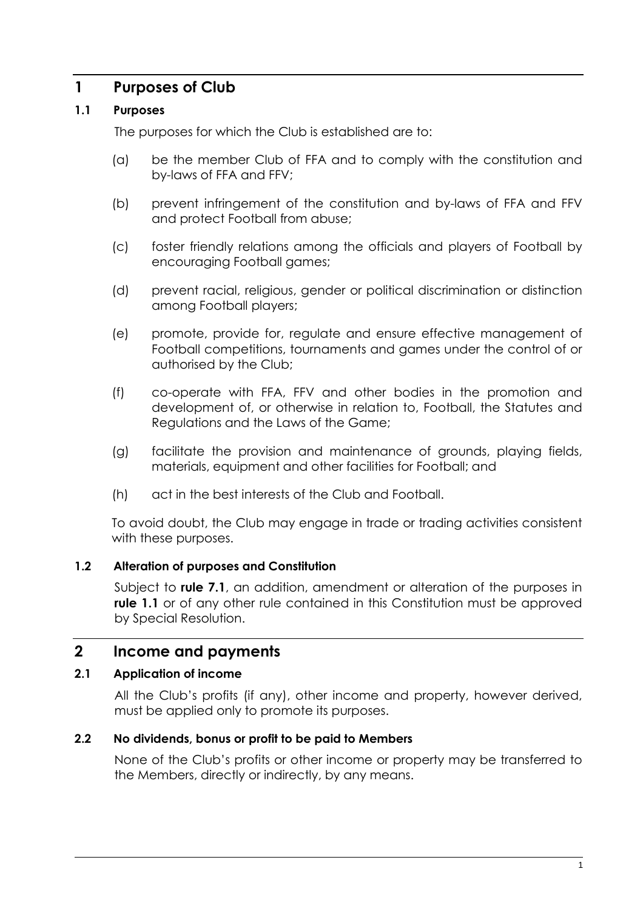# 1 Purposes of Club

## 1.1 Purposes

The purposes for which the Club is established are to:

(a) be the member Club of FFA and to comply with the constitution and by-laws of FFA and FFV;

(b) prevent infringement of the constitution and by-laws of FFA and FFV and protect Football from abuse;

(c) foster friendly relations among the officials and players of Football by encouraging Football games;

(d) prevent racial, religious, gender or political discrimination or distinction among Football players;

(e) promote, provide for, regulate and ensure effective management of Football competitions, tournaments and games under the control of or authorised by the Club;

(f) co-operate with FFA, FFV and other bodies in the promotion and development of, or otherwise in relation to, Football, the Statutes and Regulations and the Laws of the Game;

(g) facilitate the provision and maintenance of grounds, playing fields, materials, equipment and other facilities for Football; and

(h) act in the best interests of the Club and Football.

To avoid doubt, the Club may engage in trade or trading activities consistent with these purposes.

## 1.2 Alteration of purposes and Constitution

Subject to **rule 7.1**, an addition, amendment or alteration of the purposes in **rule 1.1** or of any other rule contained in this Constitution must be approved by Special Resolution.

# 2 Income and payments

## 2.1 Application of income

All the Club's profits (if any), other income and property, however derived, must be applied only to promote its purposes.

## 2.2 No dividends, bonus or profit to be paid to Members

None of the Club's profits or other income or property may be transferred to the Members, directly or indirectly, by any means.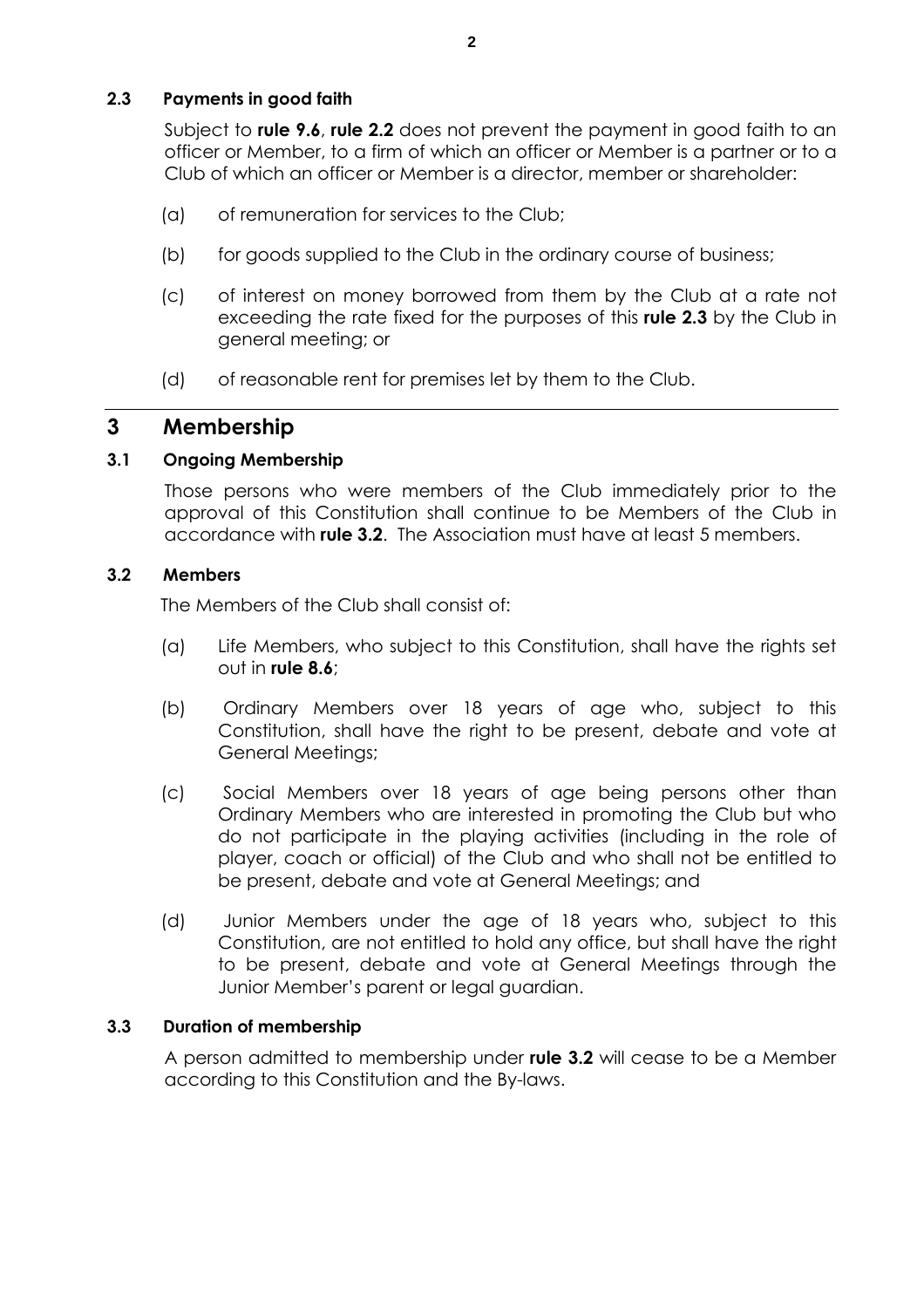### 2.3 Payments in good faith

Subject to **rule 9.6**, **rule 2.2** does not prevent the payment in good faith to an officer or Member, to a firm of which an officer or Member is a partner or to a Club of which an officer or Member is a director, member or shareholder:

(a) of remuneration for services to the Club;

(b) for goods supplied to the Club in the ordinary course of business;

(c) of interest on money borrowed from them by the Club at a rate not exceeding the rate fixed for the purposes of this **rule 2.3** by the Club in general meeting; or

(d) of reasonable rent for premises let by them to the Club.

## 3 Membership

### 3.1 Ongoing Membership

Those persons who were members of the Club immediately prior to the approval of this Constitution shall continue to be Members of the Club in accordance with **rule 3.2**. The Association must have at least 5 members.

### 3.2 Members

The Members of the Club shall consist of:

(a) Life Members, who subject to this Constitution, shall have the rights set out in **rule 8.6**;

(b) Ordinary Members over 18 years of age who, subject to this Constitution, shall have the right to be present, debate and vote at General Meetings;

(c) Social Members over 18 years of age being persons other than Ordinary Members who are interested in promoting the Club but who do not participate in the playing activities (including in the role of player, coach or official) of the Club and who shall not be entitled to be present, debate and vote at General Meetings; and

(d) Junior Members under the age of 18 years who, subject to this Constitution, are not entitled to hold any office, but shall have the right to be present, debate and vote at General Meetings through the Junior Member's parent or legal guardian.

### 3.3 Duration of membership

A person admitted to membership under **rule 3.2** will cease to be a Member according to this Constitution and the By-laws.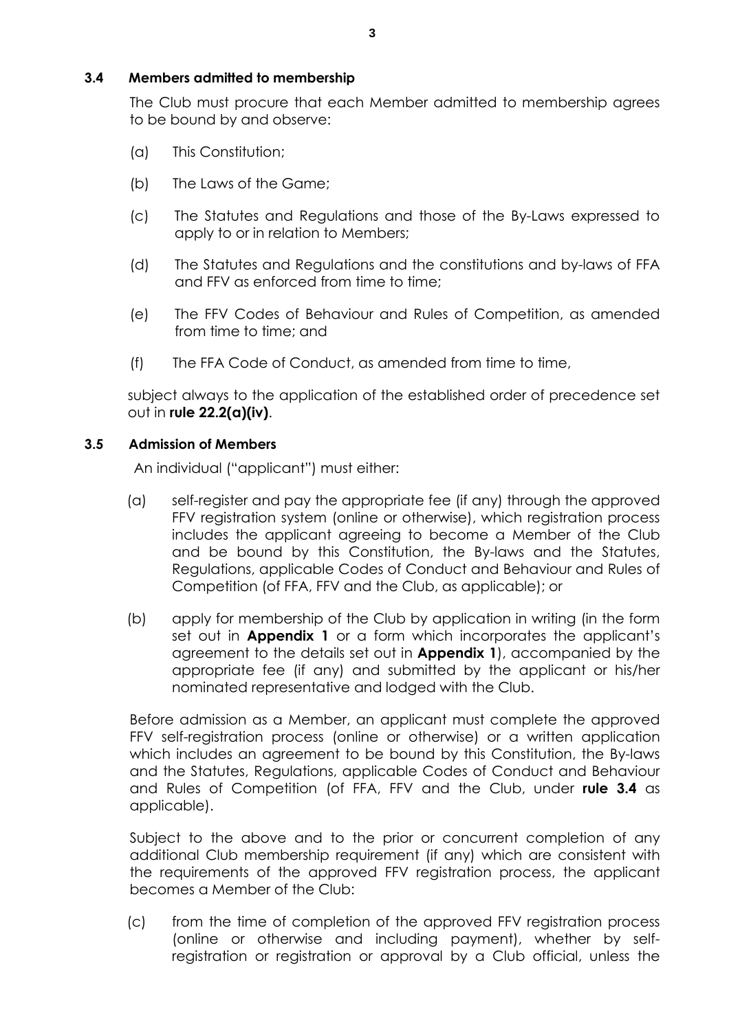### 3.4 Members admitted to membership

The Club must procure that each Member admitted to membership agrees to be bound by and observe:

(a) This Constitution;

(b) The Laws of the Game;

(c) The Statutes and Regulations and those of the By-Laws expressed to apply to or in relation to Members;

(d) The Statutes and Regulations and the constitutions and by-laws of FFA and FFV as enforced from time to time;

(e) The FFV Codes of Behaviour and Rules of Competition, as amended from time to time; and

(f) The FFA Code of Conduct, as amended from time to time,

subject always to the application of the established order of precedence set out in **rule 22.2(a)(iv)**.

### 3.5 Admission of Members

An individual ("applicant") must either:

(a) self-register and pay the appropriate fee (if any) through the approved FFV registration system (online or otherwise), which registration process includes the applicant agreeing to become a Member of the Club and be bound by this Constitution, the By-laws and the Statutes, Regulations, applicable Codes of Conduct and Behaviour and Rules of Competition (of FFA, FFV and the Club, as applicable); or

(b) apply for membership of the Club by application in writing (in the form set out in **Appendix 1** or a form which incorporates the applicant's agreement to the details set out in **Appendix 1**), accompanied by the appropriate fee (if any) and submitted by the applicant or his/her nominated representative and lodged with the Club.

Before admission as a Member, an applicant must complete the approved FFV self-registration process (online or otherwise) or a written application which includes an agreement to be bound by this Constitution, the By-laws and the Statutes, Regulations, applicable Codes of Conduct and Behaviour and Rules of Competition (of FFA, FFV and the Club, under **rule 3.4** as applicable).

Subject to the above and to the prior or concurrent completion of any additional Club membership requirement (if any) which are consistent with the requirements of the approved FFV registration process, the applicant becomes a Member of the Club:

(c) from the time of completion of the approved FFV registration process (online or otherwise and including payment), whether by self-registration or registration or approval by a Club official, unless the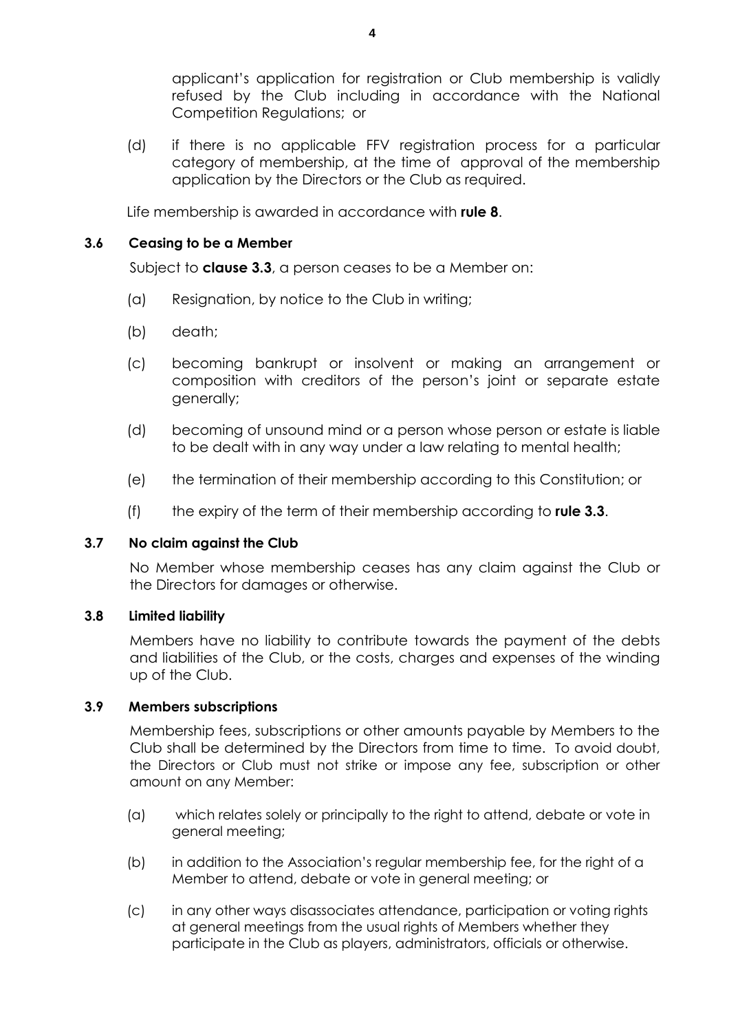applicant's application for registration or Club membership is validly refused by the Club including in accordance with the National Competition Regulations; or

(d) if there is no applicable FFV registration process for a particular category of membership, at the time of approval of the membership application by the Directors or the Club as required.

Life membership is awarded in accordance with **rule 8**.

### 3.6 Ceasing to be a Member

Subject to **clause 3.3**, a person ceases to be a Member on:

(a) Resignation, by notice to the Club in writing;

(b) death;

(c) becoming bankrupt or insolvent or making an arrangement or composition with creditors of the person's joint or separate estate generally;

(d) becoming of unsound mind or a person whose person or estate is liable to be dealt with in any way under a law relating to mental health;

(e) the termination of their membership according to this Constitution; or

(f) the expiry of the term of their membership according to **rule 3.3**.

### 3.7 No claim against the Club

No Member whose membership ceases has any claim against the Club or the Directors for damages or otherwise.

### 3.8 Limited liability

Members have no liability to contribute towards the payment of the debts and liabilities of the Club, or the costs, charges and expenses of the winding up of the Club.

### 3.9 Members subscriptions

Membership fees, subscriptions or other amounts payable by Members to the Club shall be determined by the Directors from time to time. To avoid doubt, the Directors or Club must not strike or impose any fee, subscription or other amount on any Member:

(a) which relates solely or principally to the right to attend, debate or vote in general meeting;

(b) in addition to the Association's regular membership fee, for the right of a Member to attend, debate or vote in general meeting; or

(c) in any other ways disassociates attendance, participation or voting rights at general meetings from the usual rights of Members whether they participate in the Club as players, administrators, officials or otherwise.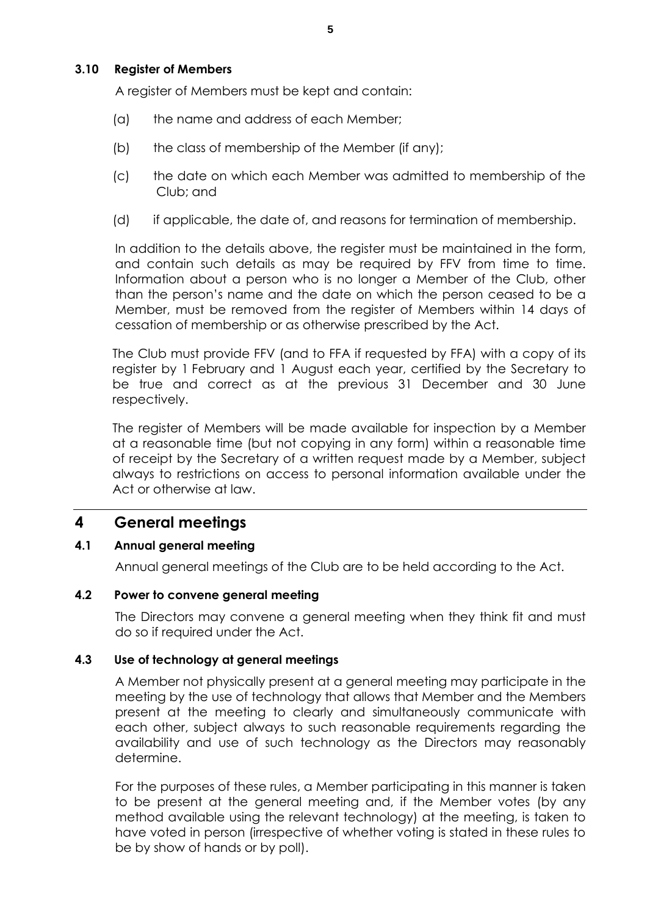### 3.10 Register of Members

A register of Members must be kept and contain:

(a) the name and address of each Member;

(b) the class of membership of the Member (if any);

(c) the date on which each Member was admitted to membership of the Club; and

(d) if applicable, the date of, and reasons for termination of membership.

In addition to the details above, the register must be maintained in the form, and contain such details as may be required by FFV from time to time. Information about a person who is no longer a Member of the Club, other than the person's name and the date on which the person ceased to be a Member, must be removed from the register of Members within 14 days of cessation of membership or as otherwise prescribed by the Act.

The Club must provide FFV (and to FFA if requested by FFA) with a copy of its register by 1 February and 1 August each year, certified by the Secretary to be true and correct as at the previous 31 December and 30 June respectively.

The register of Members will be made available for inspection by a Member at a reasonable time (but not copying in any form) within a reasonable time of receipt by the Secretary of a written request made by a Member, subject always to restrictions on access to personal information available under the Act or otherwise at law.

## 4 General meetings

### 4.1 Annual general meeting

Annual general meetings of the Club are to be held according to the Act.

### 4.2 Power to convene general meeting

The Directors may convene a general meeting when they think fit and must do so if required under the Act.

### 4.3 Use of technology at general meetings

A Member not physically present at a general meeting may participate in the meeting by the use of technology that allows that Member and the Members present at the meeting to clearly and simultaneously communicate with each other, subject always to such reasonable requirements regarding the availability and use of such technology as the Directors may reasonably determine.

For the purposes of these rules, a Member participating in this manner is taken to be present at the general meeting and, if the Member votes (by any method available using the relevant technology) at the meeting, is taken to have voted in person (irrespective of whether voting is stated in these rules to be by show of hands or by poll).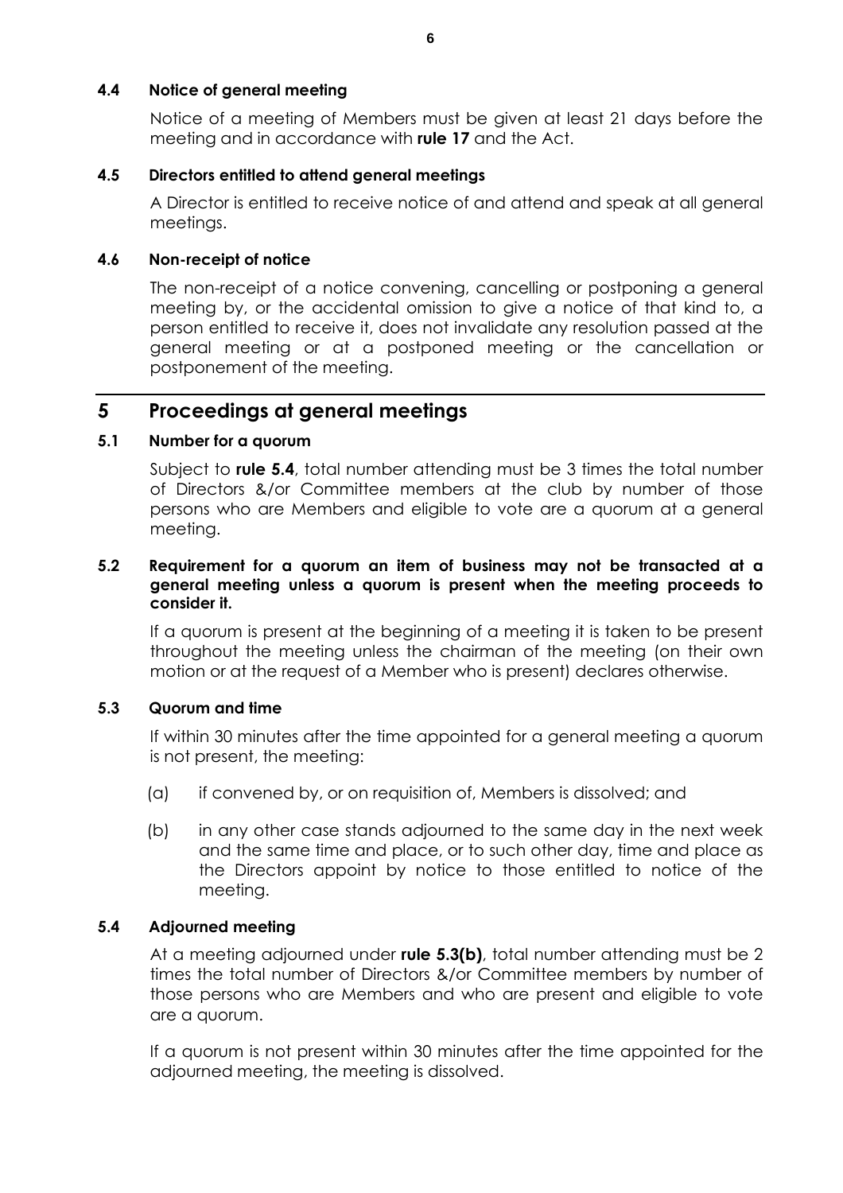### 4.4 Notice of general meeting

Notice of a meeting of Members must be given at least 21 days before the meeting and in accordance with **rule 17** and the Act.

### 4.5 Directors entitled to attend general meetings

A Director is entitled to receive notice of and attend and speak at all general meetings.

### 4.6 Non-receipt of notice

The non-receipt of a notice convening, cancelling or postponing a general meeting by, or the accidental omission to give a notice of that kind to, a person entitled to receive it, does not invalidate any resolution passed at the general meeting or at a postponed meeting or the cancellation or postponement of the meeting.

## 5 Proceedings at general meetings

### 5.1 Number for a quorum

Subject to **rule 5.4**, total number attending must be 3 times the total number of Directors &/or Committee members at the club by number of those persons who are Members and eligible to vote are a quorum at a general meeting.

### 5.2 Requirement for a quorum an item of business may not be transacted at a general meeting unless a quorum is present when the meeting proceeds to consider it.

If a quorum is present at the beginning of a meeting it is taken to be present throughout the meeting unless the chairman of the meeting (on their own motion or at the request of a Member who is present) declares otherwise.

### 5.3 Quorum and time

If within 30 minutes after the time appointed for a general meeting a quorum is not present, the meeting:

(a) if convened by, or on requisition of, Members is dissolved; and

(b) in any other case stands adjourned to the same day in the next week and the same time and place, or to such other day, time and place as the Directors appoint by notice to those entitled to notice of the meeting.

### 5.4 Adjourned meeting

At a meeting adjourned under **rule 5.3(b)**, total number attending must be 2 times the total number of Directors &/or Committee members by number of those persons who are Members and who are present and eligible to vote are a quorum.

If a quorum is not present within 30 minutes after the time appointed for the adjourned meeting, the meeting is dissolved.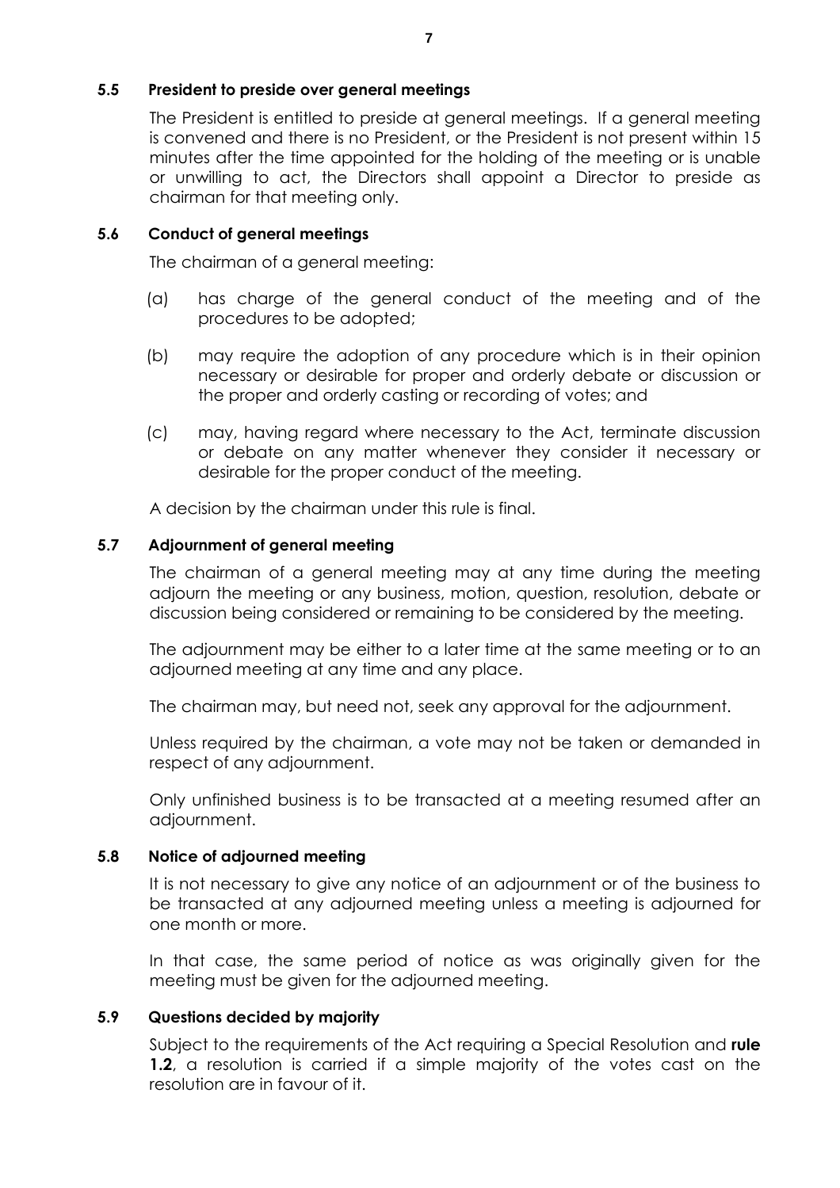### 5.5 President to preside over general meetings

The President is entitled to preside at general meetings. If a general meeting is convened and there is no President, or the President is not present within 15 minutes after the time appointed for the holding of the meeting or is unable or unwilling to act, the Directors shall appoint a Director to preside as chairman for that meeting only.

### 5.6 Conduct of general meetings

The chairman of a general meeting:

(a) has charge of the general conduct of the meeting and of the procedures to be adopted;

(b) may require the adoption of any procedure which is in their opinion necessary or desirable for proper and orderly debate or discussion or the proper and orderly casting or recording of votes; and

(c) may, having regard where necessary to the Act, terminate discussion or debate on any matter whenever they consider it necessary or desirable for the proper conduct of the meeting.

A decision by the chairman under this rule is final.

### 5.7 Adjournment of general meeting

The chairman of a general meeting may at any time during the meeting adjourn the meeting or any business, motion, question, resolution, debate or discussion being considered or remaining to be considered by the meeting.

The adjournment may be either to a later time at the same meeting or to an adjourned meeting at any time and any place.

The chairman may, but need not, seek any approval for the adjournment.

Unless required by the chairman, a vote may not be taken or demanded in respect of any adjournment.

Only unfinished business is to be transacted at a meeting resumed after an adjournment.

### 5.8 Notice of adjourned meeting

It is not necessary to give any notice of an adjournment or of the business to be transacted at any adjourned meeting unless a meeting is adjourned for one month or more.

In that case, the same period of notice as was originally given for the meeting must be given for the adjourned meeting.

### 5.9 Questions decided by majority

Subject to the requirements of the Act requiring a Special Resolution and **rule 1.2**, a resolution is carried if a simple majority of the votes cast on the resolution are in favour of it.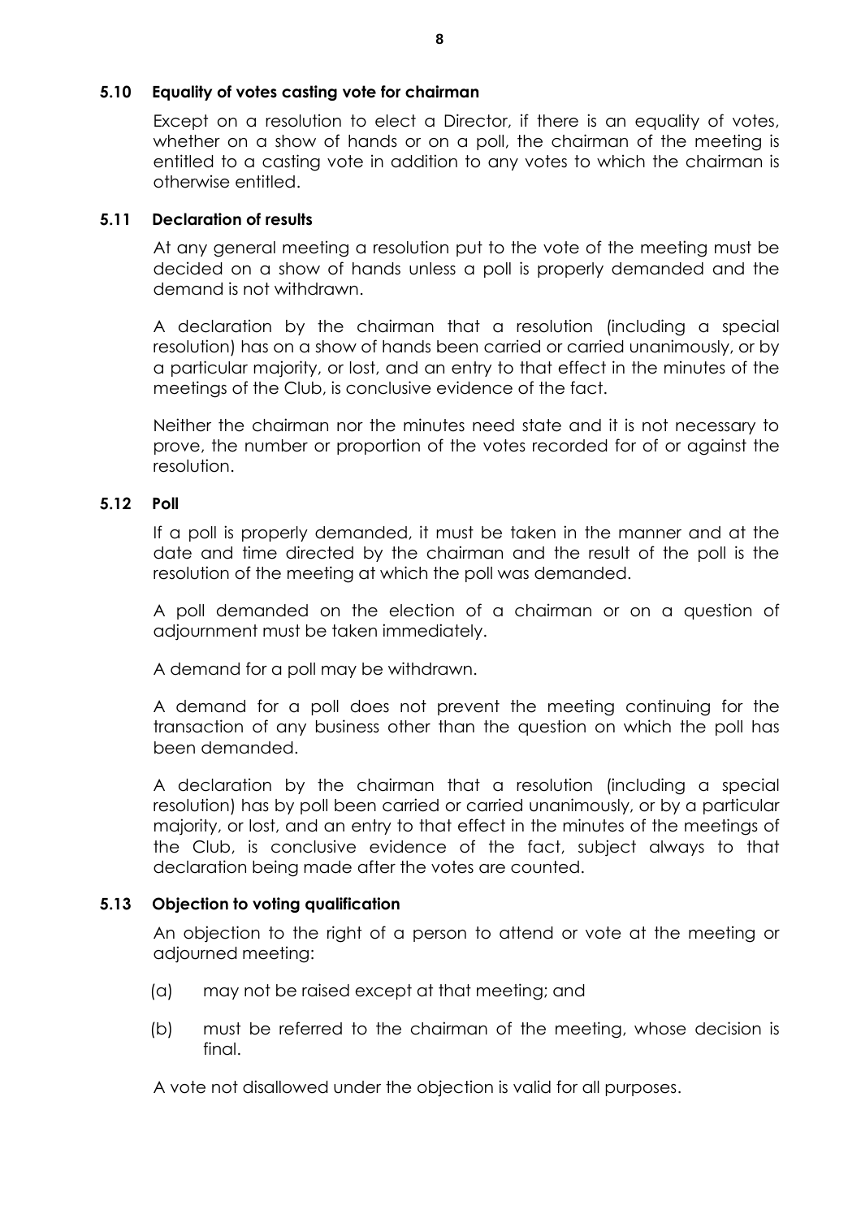### 5.10 Equality of votes casting vote for chairman

Except on a resolution to elect a Director, if there is an equality of votes, whether on a show of hands or on a poll, the chairman of the meeting is entitled to a casting vote in addition to any votes to which the chairman is otherwise entitled.

### 5.11 Declaration of results

At any general meeting a resolution put to the vote of the meeting must be decided on a show of hands unless a poll is properly demanded and the demand is not withdrawn.

A declaration by the chairman that a resolution (including a special resolution) has on a show of hands been carried or carried unanimously, or by a particular majority, or lost, and an entry to that effect in the minutes of the meetings of the Club, is conclusive evidence of the fact.

Neither the chairman nor the minutes need state and it is not necessary to prove, the number or proportion of the votes recorded for of or against the resolution.

### 5.12 Poll

If a poll is properly demanded, it must be taken in the manner and at the date and time directed by the chairman and the result of the poll is the resolution of the meeting at which the poll was demanded.

A poll demanded on the election of a chairman or on a question of adjournment must be taken immediately.

A demand for a poll may be withdrawn.

A demand for a poll does not prevent the meeting continuing for the transaction of any business other than the question on which the poll has been demanded.

A declaration by the chairman that a resolution (including a special resolution) has by poll been carried or carried unanimously, or by a particular majority, or lost, and an entry to that effect in the minutes of the meetings of the Club, is conclusive evidence of the fact, subject always to that declaration being made after the votes are counted.

### 5.13 Objection to voting qualification

An objection to the right of a person to attend or vote at the meeting or adjourned meeting:

(a) may not be raised except at that meeting; and

(b) must be referred to the chairman of the meeting, whose decision is final.

A vote not disallowed under the objection is valid for all purposes.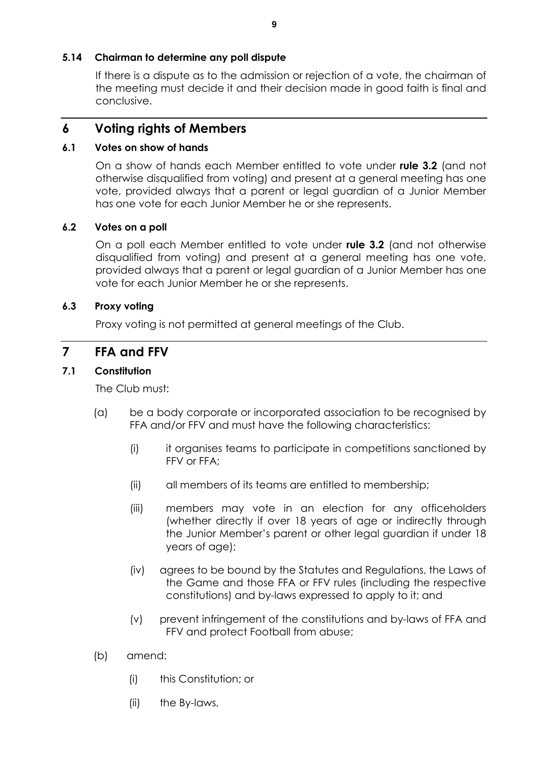### 5.14 Chairman to determine any poll dispute

If there is a dispute as to the admission or rejection of a vote, the chairman of the meeting must decide it and their decision made in good faith is final and conclusive.

## 6 Voting rights of Members

### 6.1 Votes on show of hands

On a show of hands each Member entitled to vote under **rule 3.2** (and not otherwise disqualified from voting) and present at a general meeting has one vote, provided always that a parent or legal guardian of a Junior Member has one vote for each Junior Member he or she represents.

### 6.2 Votes on a poll

On a poll each Member entitled to vote under **rule 3.2** (and not otherwise disqualified from voting) and present at a general meeting has one vote, provided always that a parent or legal guardian of a Junior Member has one vote for each Junior Member he or she represents.

### 6.3 Proxy voting

Proxy voting is not permitted at general meetings of the Club.

## 7 FFA and FFV

### 7.1 Constitution

The Club must:

(a) be a body corporate or incorporated association to be recognised by FFA and/or FFV and must have the following characteristics:

  (i) it organises teams to participate in competitions sanctioned by FFV or FFA;

  (ii) all members of its teams are entitled to membership;

  (iii) members may vote in an election for any officeholders (whether directly if over 18 years of age or indirectly through the Junior Member's parent or other legal guardian if under 18 years of age);

  (iv) agrees to be bound by the Statutes and Regulations, the Laws of the Game and those FFA or FFV rules (including the respective constitutions) and by-laws expressed to apply to it; and

  (v) prevent infringement of the constitutions and by-laws of FFA and FFV and protect Football from abuse;

(b) amend:

  (i) this Constitution; or

  (ii) the By-laws,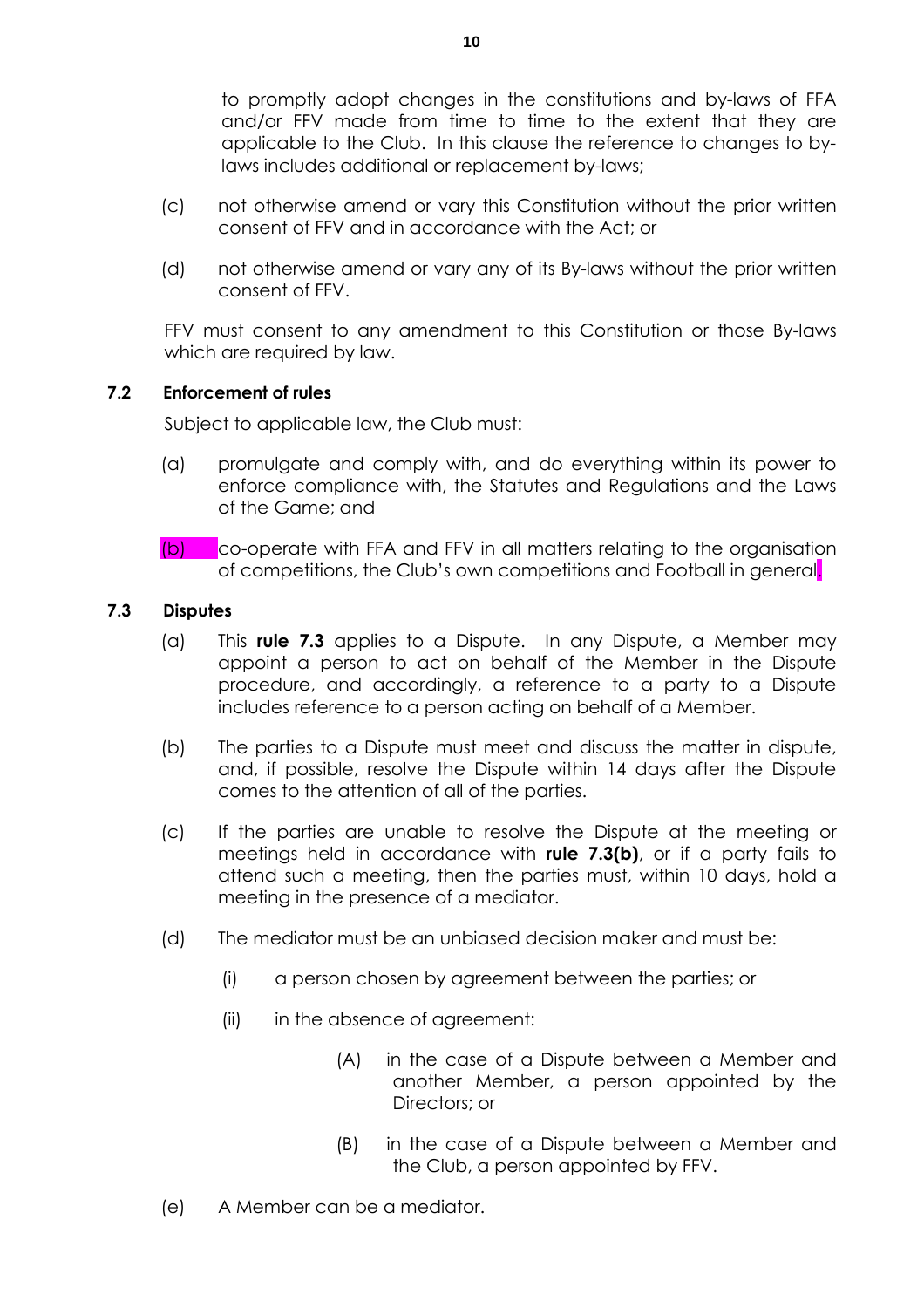to promptly adopt changes in the constitutions and by-laws of FFA and/or FFV made from time to time to the extent that they are applicable to the Club. In this clause the reference to changes to by-laws includes additional or replacement by-laws;

(c) not otherwise amend or vary this Constitution without the prior written consent of FFV and in accordance with the Act; or

(d) not otherwise amend or vary any of its By-laws without the prior written consent of FFV.

FFV must consent to any amendment to this Constitution or those By-laws which are required by law.

### 7.2 Enforcement of rules

Subject to applicable law, the Club must:

(a) promulgate and comply with, and do everything within its power to enforce compliance with, the Statutes and Regulations and the Laws of the Game; and

(b) co-operate with FFA and FFV in all matters relating to the organisation of competitions, the Club's own competitions and Football in general.

### 7.3 Disputes

(a) This **rule 7.3** applies to a Dispute. In any Dispute, a Member may appoint a person to act on behalf of the Member in the Dispute procedure, and accordingly, a reference to a party to a Dispute includes reference to a person acting on behalf of a Member.

(b) The parties to a Dispute must meet and discuss the matter in dispute, and, if possible, resolve the Dispute within 14 days after the Dispute comes to the attention of all of the parties.

(c) If the parties are unable to resolve the Dispute at the meeting or meetings held in accordance with **rule 7.3(b)**, or if a party fails to attend such a meeting, then the parties must, within 10 days, hold a meeting in the presence of a mediator.

(d) The mediator must be an unbiased decision maker and must be:

(i) a person chosen by agreement between the parties; or

(ii) in the absence of agreement:

(A) in the case of a Dispute between a Member and another Member, a person appointed by the Directors; or

(B) in the case of a Dispute between a Member and the Club, a person appointed by FFV.

(e) A Member can be a mediator.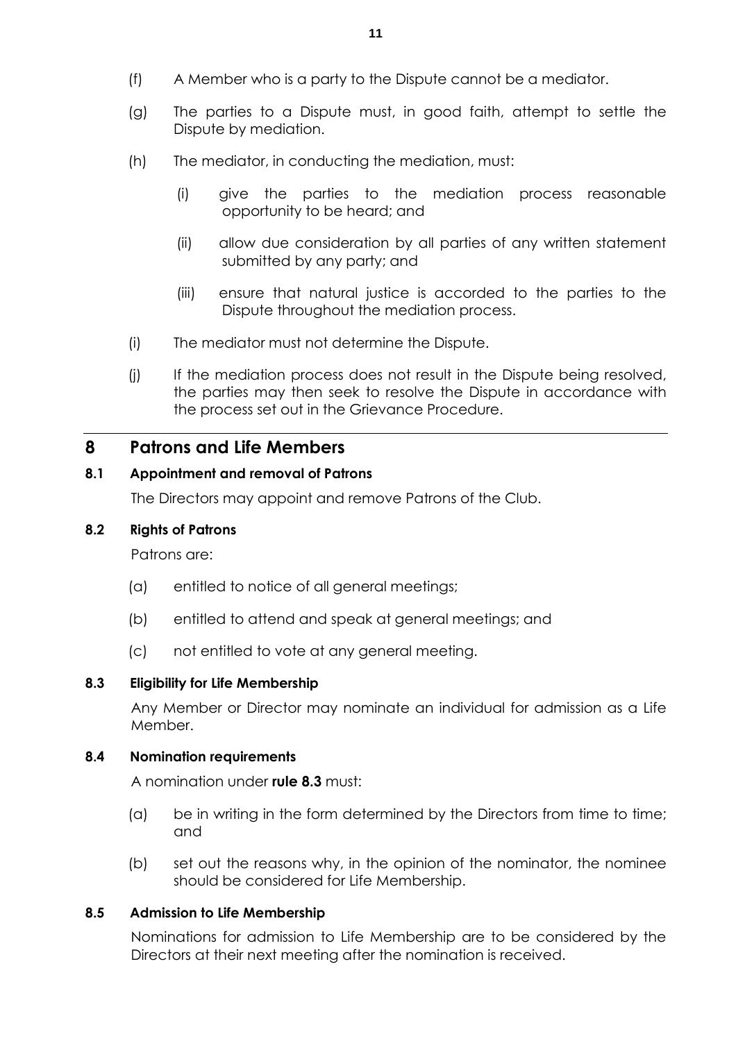(f) A Member who is a party to the Dispute cannot be a mediator.

(g) The parties to a Dispute must, in good faith, attempt to settle the Dispute by mediation.

(h) The mediator, in conducting the mediation, must:

  (i) give the parties to the mediation process reasonable opportunity to be heard; and

  (ii) allow due consideration by all parties of any written statement submitted by any party; and

  (iii) ensure that natural justice is accorded to the parties to the Dispute throughout the mediation process.

(i) The mediator must not determine the Dispute.

(j) If the mediation process does not result in the Dispute being resolved, the parties may then seek to resolve the Dispute in accordance with the process set out in the Grievance Procedure.

## 8 Patrons and Life Members

### 8.1 Appointment and removal of Patrons

The Directors may appoint and remove Patrons of the Club.

### 8.2 Rights of Patrons

Patrons are:

(a) entitled to notice of all general meetings;

(b) entitled to attend and speak at general meetings; and

(c) not entitled to vote at any general meeting.

### 8.3 Eligibility for Life Membership

Any Member or Director may nominate an individual for admission as a Life Member.

### 8.4 Nomination requirements

A nomination under **rule 8.3** must:

(a) be in writing in the form determined by the Directors from time to time; and

(b) set out the reasons why, in the opinion of the nominator, the nominee should be considered for Life Membership.

### 8.5 Admission to Life Membership

Nominations for admission to Life Membership are to be considered by the Directors at their next meeting after the nomination is received.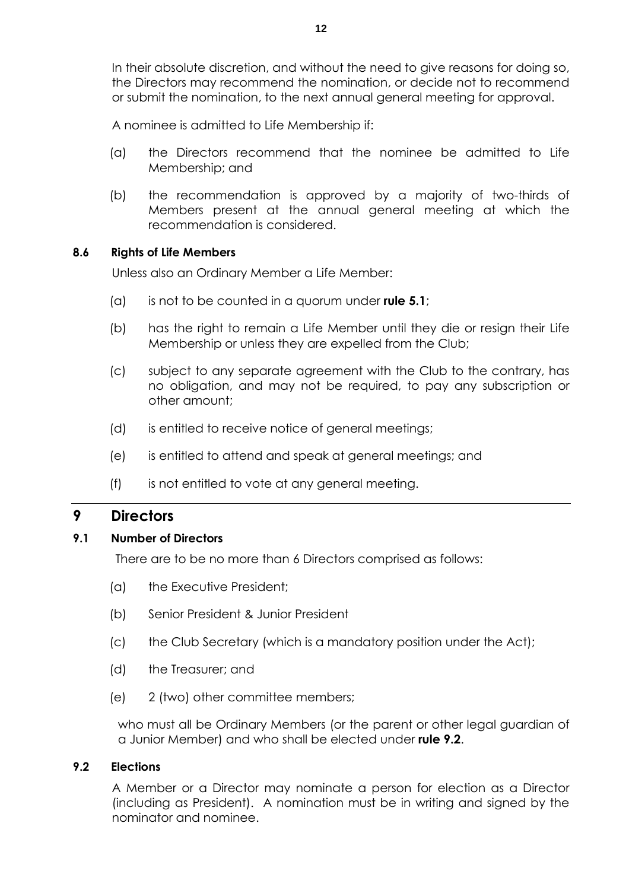In their absolute discretion, and without the need to give reasons for doing so, the Directors may recommend the nomination, or decide not to recommend or submit the nomination, to the next annual general meeting for approval.

A nominee is admitted to Life Membership if:

(a) the Directors recommend that the nominee be admitted to Life Membership; and

(b) the recommendation is approved by a majority of two-thirds of Members present at the annual general meeting at which the recommendation is considered.

### 8.6 Rights of Life Members

Unless also an Ordinary Member a Life Member:

(a) is not to be counted in a quorum under **rule 5.1**;

(b) has the right to remain a Life Member until they die or resign their Life Membership or unless they are expelled from the Club;

(c) subject to any separate agreement with the Club to the contrary, has no obligation, and may not be required, to pay any subscription or other amount;

(d) is entitled to receive notice of general meetings;

(e) is entitled to attend and speak at general meetings; and

(f) is not entitled to vote at any general meeting.

## 9 Directors

### 9.1 Number of Directors

There are to be no more than 6 Directors comprised as follows:

(a) the Executive President;

(b) Senior President & Junior President

(c) the Club Secretary (which is a mandatory position under the Act);

(d) the Treasurer; and

(e) 2 (two) other committee members;

who must all be Ordinary Members (or the parent or other legal guardian of a Junior Member) and who shall be elected under **rule 9.2**.

### 9.2 Elections

A Member or a Director may nominate a person for election as a Director (including as President). A nomination must be in writing and signed by the nominator and nominee.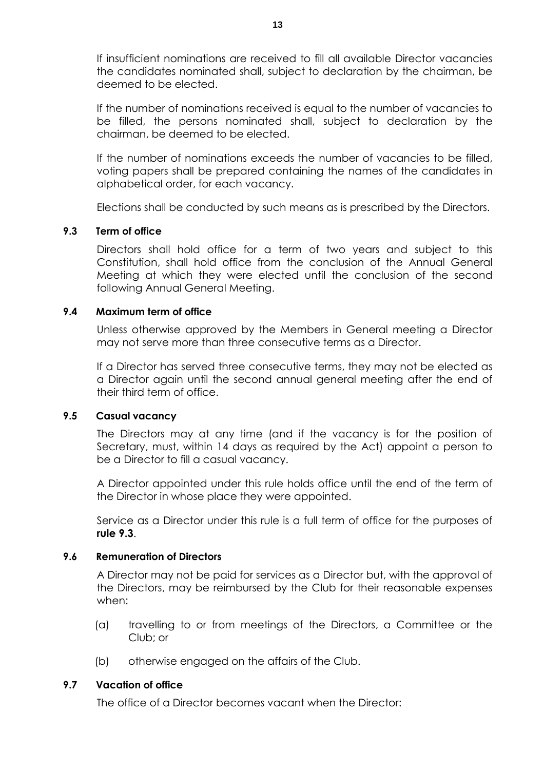If insufficient nominations are received to fill all available Director vacancies the candidates nominated shall, subject to declaration by the chairman, be deemed to be elected.

If the number of nominations received is equal to the number of vacancies to be filled, the persons nominated shall, subject to declaration by the chairman, be deemed to be elected.

If the number of nominations exceeds the number of vacancies to be filled, voting papers shall be prepared containing the names of the candidates in alphabetical order, for each vacancy.

Elections shall be conducted by such means as is prescribed by the Directors.

### 9.3 Term of office

Directors shall hold office for a term of two years and subject to this Constitution, shall hold office from the conclusion of the Annual General Meeting at which they were elected until the conclusion of the second following Annual General Meeting.

### 9.4 Maximum term of office

Unless otherwise approved by the Members in General meeting a Director may not serve more than three consecutive terms as a Director.

If a Director has served three consecutive terms, they may not be elected as a Director again until the second annual general meeting after the end of their third term of office.

### 9.5 Casual vacancy

The Directors may at any time (and if the vacancy is for the position of Secretary, must, within 14 days as required by the Act) appoint a person to be a Director to fill a casual vacancy.

A Director appointed under this rule holds office until the end of the term of the Director in whose place they were appointed.

Service as a Director under this rule is a full term of office for the purposes of **rule 9.3**.

### 9.6 Remuneration of Directors

A Director may not be paid for services as a Director but, with the approval of the Directors, may be reimbursed by the Club for their reasonable expenses when:

(a) travelling to or from meetings of the Directors, a Committee or the Club; or

(b) otherwise engaged on the affairs of the Club.

### 9.7 Vacation of office

The office of a Director becomes vacant when the Director: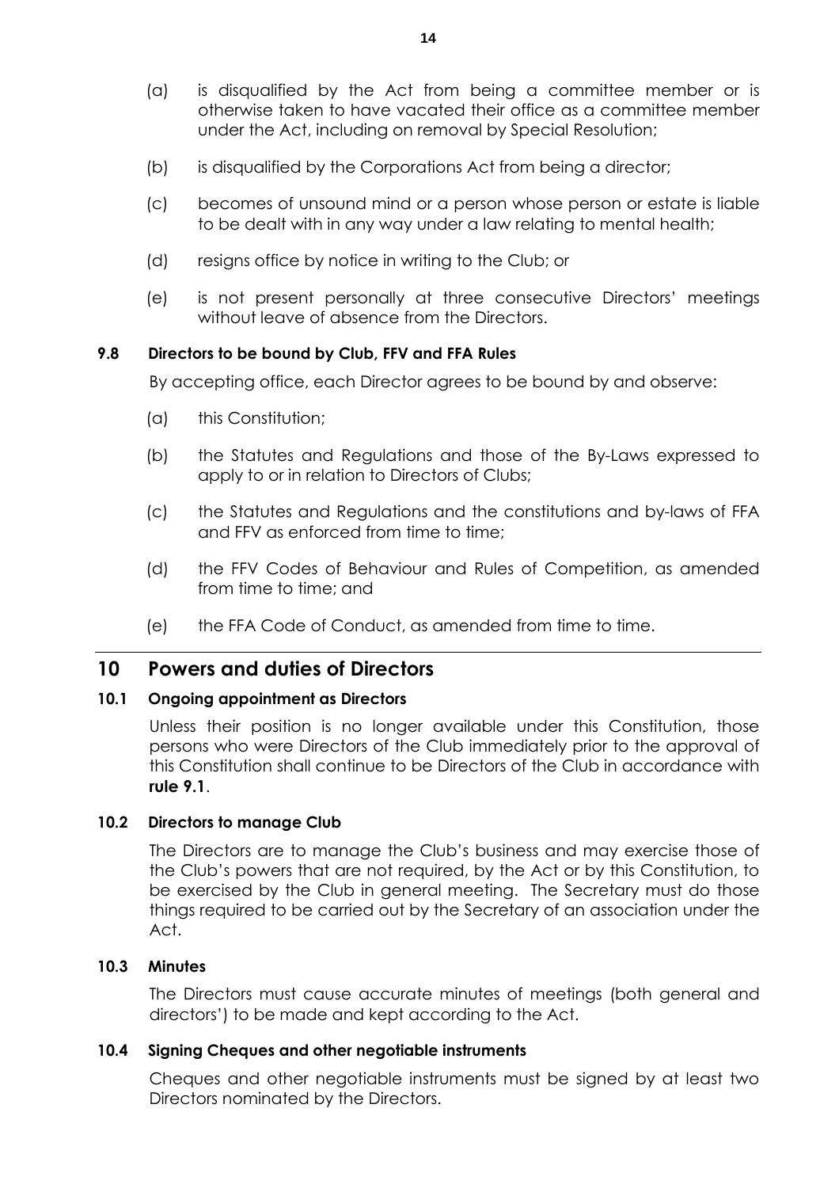(a) is disqualified by the Act from being a committee member or is otherwise taken to have vacated their office as a committee member under the Act, including on removal by Special Resolution;

(b) is disqualified by the Corporations Act from being a director;

(c) becomes of unsound mind or a person whose person or estate is liable to be dealt with in any way under a law relating to mental health;

(d) resigns office by notice in writing to the Club; or

(e) is not present personally at three consecutive Directors' meetings without leave of absence from the Directors.

### 9.8 Directors to be bound by Club, FFV and FFA Rules

By accepting office, each Director agrees to be bound by and observe:

(a) this Constitution;

(b) the Statutes and Regulations and those of the By-Laws expressed to apply to or in relation to Directors of Clubs;

(c) the Statutes and Regulations and the constitutions and by-laws of FFA and FFV as enforced from time to time;

(d) the FFV Codes of Behaviour and Rules of Competition, as amended from time to time; and

(e) the FFA Code of Conduct, as amended from time to time.

## 10 Powers and duties of Directors

### 10.1 Ongoing appointment as Directors

Unless their position is no longer available under this Constitution, those persons who were Directors of the Club immediately prior to the approval of this Constitution shall continue to be Directors of the Club in accordance with **rule 9.1**.

### 10.2 Directors to manage Club

The Directors are to manage the Club's business and may exercise those of the Club's powers that are not required, by the Act or by this Constitution, to be exercised by the Club in general meeting. The Secretary must do those things required to be carried out by the Secretary of an association under the Act.

### 10.3 Minutes

The Directors must cause accurate minutes of meetings (both general and directors') to be made and kept according to the Act.

### 10.4 Signing Cheques and other negotiable instruments

Cheques and other negotiable instruments must be signed by at least two Directors nominated by the Directors.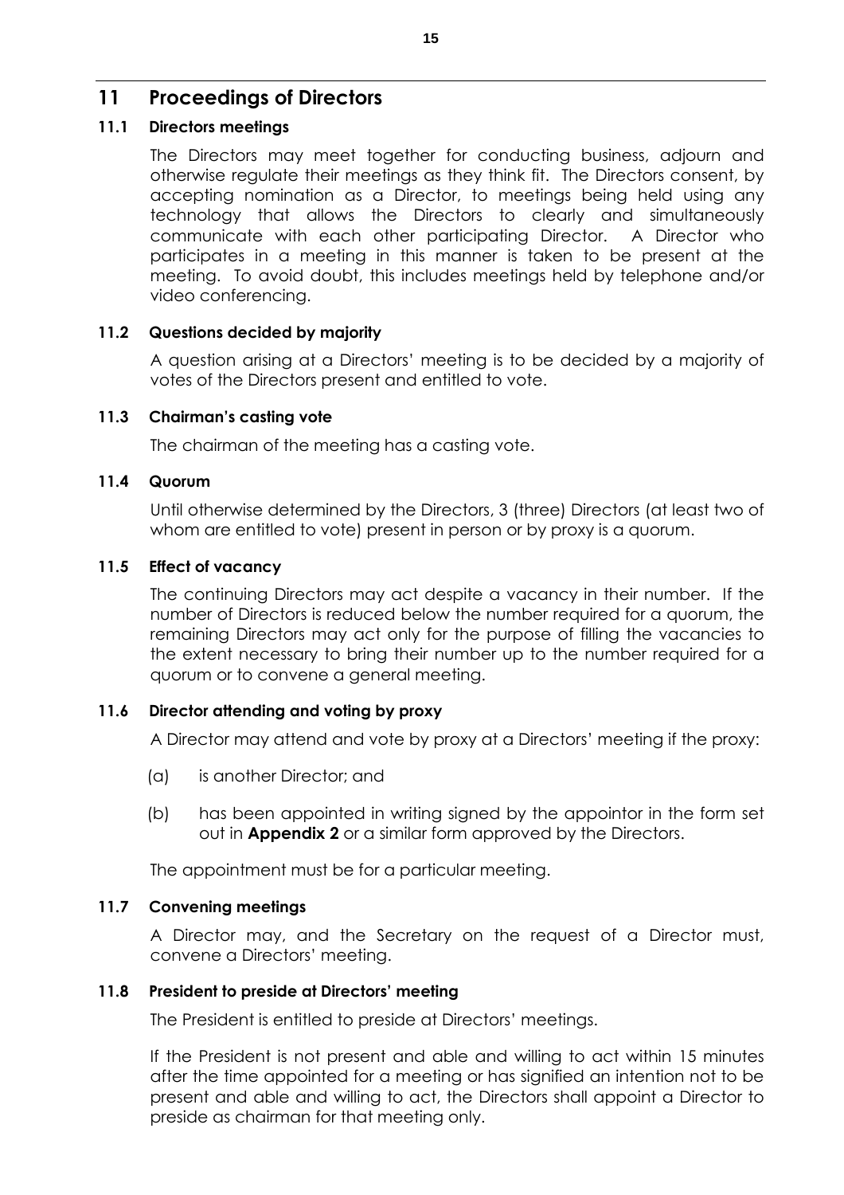## 11 Proceedings of Directors

### 11.1 Directors meetings

The Directors may meet together for conducting business, adjourn and otherwise regulate their meetings as they think fit. The Directors consent, by accepting nomination as a Director, to meetings being held using any technology that allows the Directors to clearly and simultaneously communicate with each other participating Director. A Director who participates in a meeting in this manner is taken to be present at the meeting. To avoid doubt, this includes meetings held by telephone and/or video conferencing.

### 11.2 Questions decided by majority

A question arising at a Directors' meeting is to be decided by a majority of votes of the Directors present and entitled to vote.

### 11.3 Chairman's casting vote

The chairman of the meeting has a casting vote.

### 11.4 Quorum

Until otherwise determined by the Directors, 3 (three) Directors (at least two of whom are entitled to vote) present in person or by proxy is a quorum.

### 11.5 Effect of vacancy

The continuing Directors may act despite a vacancy in their number. If the number of Directors is reduced below the number required for a quorum, the remaining Directors may act only for the purpose of filling the vacancies to the extent necessary to bring their number up to the number required for a quorum or to convene a general meeting.

### 11.6 Director attending and voting by proxy

A Director may attend and vote by proxy at a Directors' meeting if the proxy:

(a) is another Director; and

(b) has been appointed in writing signed by the appointor in the form set out in **Appendix 2** or a similar form approved by the Directors.

The appointment must be for a particular meeting.

### 11.7 Convening meetings

A Director may, and the Secretary on the request of a Director must, convene a Directors' meeting.

### 11.8 President to preside at Directors' meeting

The President is entitled to preside at Directors' meetings.

If the President is not present and able and willing to act within 15 minutes after the time appointed for a meeting or has signified an intention not to be present and able and willing to act, the Directors shall appoint a Director to preside as chairman for that meeting only.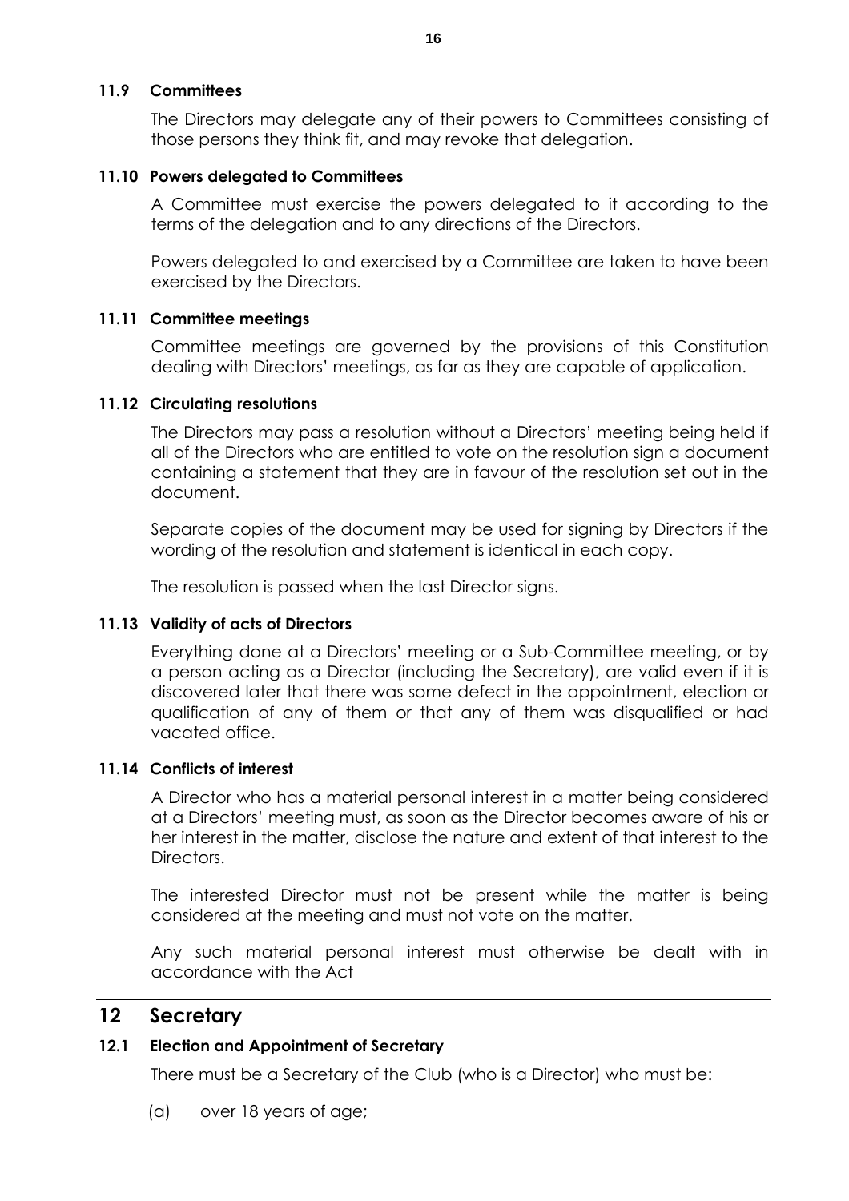### 11.9 Committees

The Directors may delegate any of their powers to Committees consisting of those persons they think fit, and may revoke that delegation.

### 11.10 Powers delegated to Committees

A Committee must exercise the powers delegated to it according to the terms of the delegation and to any directions of the Directors.

Powers delegated to and exercised by a Committee are taken to have been exercised by the Directors.

### 11.11 Committee meetings

Committee meetings are governed by the provisions of this Constitution dealing with Directors' meetings, as far as they are capable of application.

### 11.12 Circulating resolutions

The Directors may pass a resolution without a Directors' meeting being held if all of the Directors who are entitled to vote on the resolution sign a document containing a statement that they are in favour of the resolution set out in the document.

Separate copies of the document may be used for signing by Directors if the wording of the resolution and statement is identical in each copy.

The resolution is passed when the last Director signs.

### 11.13 Validity of acts of Directors

Everything done at a Directors' meeting or a Sub-Committee meeting, or by a person acting as a Director (including the Secretary), are valid even if it is discovered later that there was some defect in the appointment, election or qualification of any of them or that any of them was disqualified or had vacated office.

### 11.14 Conflicts of interest

A Director who has a material personal interest in a matter being considered at a Directors' meeting must, as soon as the Director becomes aware of his or her interest in the matter, disclose the nature and extent of that interest to the Directors.

The interested Director must not be present while the matter is being considered at the meeting and must not vote on the matter.

Any such material personal interest must otherwise be dealt with in accordance with the Act

## 12 Secretary

### 12.1 Election and Appointment of Secretary

There must be a Secretary of the Club (who is a Director) who must be:

(a) over 18 years of age;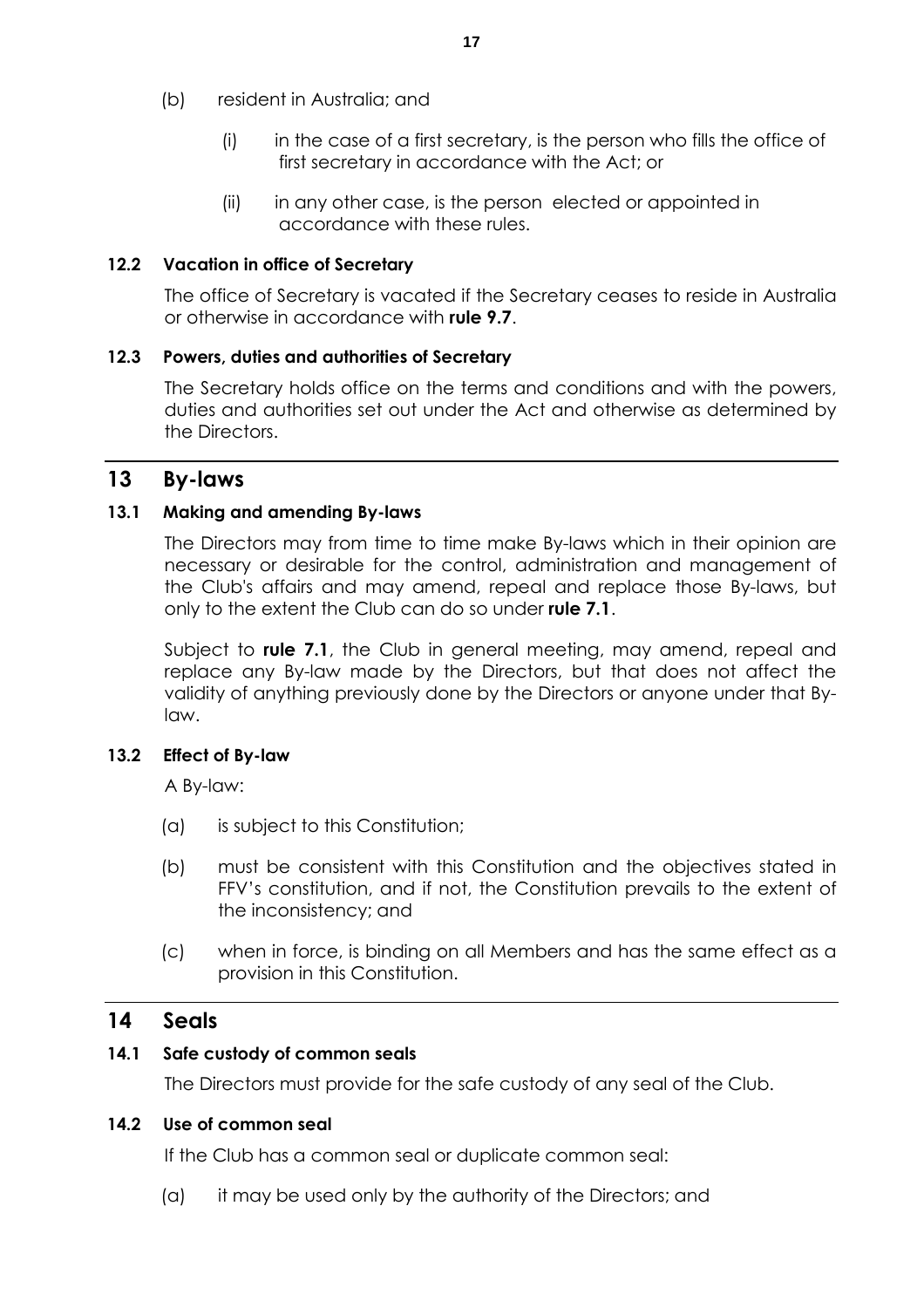(b) resident in Australia; and

   (i) in the case of a first secretary, is the person who fills the office of first secretary in accordance with the Act; or

   (ii) in any other case, is the person elected or appointed in accordance with these rules.

### 12.2 Vacation in office of Secretary

The office of Secretary is vacated if the Secretary ceases to reside in Australia or otherwise in accordance with **rule 9.7**.

### 12.3 Powers, duties and authorities of Secretary

The Secretary holds office on the terms and conditions and with the powers, duties and authorities set out under the Act and otherwise as determined by the Directors.

## 13 By-laws

### 13.1 Making and amending By-laws

The Directors may from time to time make By-laws which in their opinion are necessary or desirable for the control, administration and management of the Club's affairs and may amend, repeal and replace those By-laws, but only to the extent the Club can do so under **rule 7.1**.

Subject to **rule 7.1**, the Club in general meeting, may amend, repeal and replace any By-law made by the Directors, but that does not affect the validity of anything previously done by the Directors or anyone under that By-law.

### 13.2 Effect of By-law

A By-law:

(a) is subject to this Constitution;

(b) must be consistent with this Constitution and the objectives stated in FFV's constitution, and if not, the Constitution prevails to the extent of the inconsistency; and

(c) when in force, is binding on all Members and has the same effect as a provision in this Constitution.

## 14 Seals

### 14.1 Safe custody of common seals

The Directors must provide for the safe custody of any seal of the Club.

### 14.2 Use of common seal

If the Club has a common seal or duplicate common seal:

(a) it may be used only by the authority of the Directors; and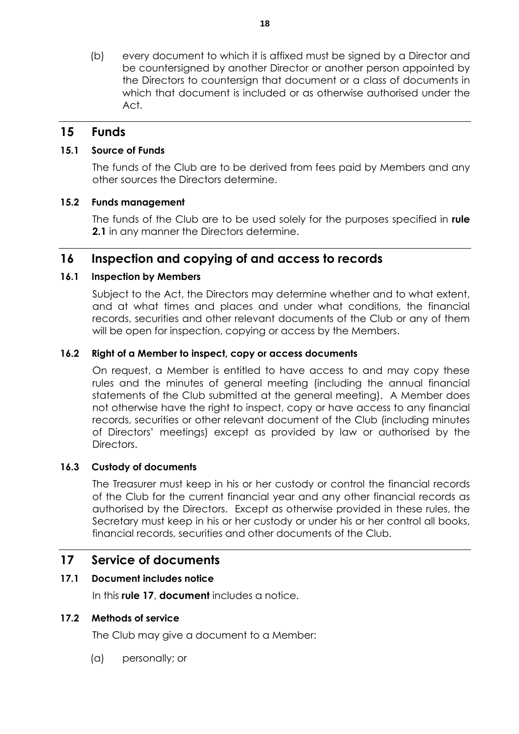(b) every document to which it is affixed must be signed by a Director and be countersigned by another Director or another person appointed by the Directors to countersign that document or a class of documents in which that document is included or as otherwise authorised under the Act.

## 15 Funds

### 15.1 Source of Funds

The funds of the Club are to be derived from fees paid by Members and any other sources the Directors determine.

### 15.2 Funds management

The funds of the Club are to be used solely for the purposes specified in **rule 2.1** in any manner the Directors determine.

## 16 Inspection and copying of and access to records

### 16.1 Inspection by Members

Subject to the Act, the Directors may determine whether and to what extent, and at what times and places and under what conditions, the financial records, securities and other relevant documents of the Club or any of them will be open for inspection, copying or access by the Members.

### 16.2 Right of a Member to inspect, copy or access documents

On request, a Member is entitled to have access to and may copy these rules and the minutes of general meeting (including the annual financial statements of the Club submitted at the general meeting). A Member does not otherwise have the right to inspect, copy or have access to any financial records, securities or other relevant document of the Club (including minutes of Directors' meetings) except as provided by law or authorised by the Directors.

### 16.3 Custody of documents

The Treasurer must keep in his or her custody or control the financial records of the Club for the current financial year and any other financial records as authorised by the Directors. Except as otherwise provided in these rules, the Secretary must keep in his or her custody or under his or her control all books, financial records, securities and other documents of the Club.

## 17 Service of documents

### 17.1 Document includes notice

In this **rule 17**, **document** includes a notice.

### 17.2 Methods of service

The Club may give a document to a Member:

(a) personally; or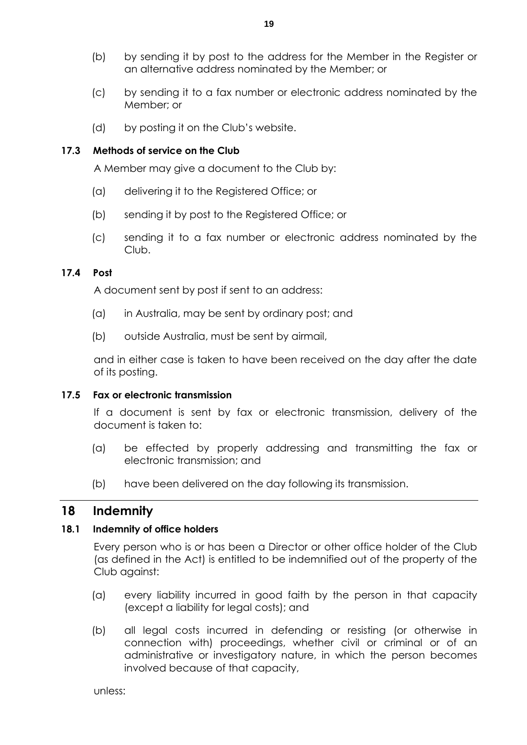(b) by sending it by post to the address for the Member in the Register or an alternative address nominated by the Member; or

(c) by sending it to a fax number or electronic address nominated by the Member; or

(d) by posting it on the Club's website.

### 17.3 Methods of service on the Club

A Member may give a document to the Club by:

(a) delivering it to the Registered Office; or

(b) sending it by post to the Registered Office; or

(c) sending it to a fax number or electronic address nominated by the Club.

### 17.4 Post

A document sent by post if sent to an address:

(a) in Australia, may be sent by ordinary post; and

(b) outside Australia, must be sent by airmail,

and in either case is taken to have been received on the day after the date of its posting.

### 17.5 Fax or electronic transmission

If a document is sent by fax or electronic transmission, delivery of the document is taken to:

(a) be effected by properly addressing and transmitting the fax or electronic transmission; and

(b) have been delivered on the day following its transmission.

## 18 Indemnity

### 18.1 Indemnity of office holders

Every person who is or has been a Director or other office holder of the Club (as defined in the Act) is entitled to be indemnified out of the property of the Club against:

(a) every liability incurred in good faith by the person in that capacity (except a liability for legal costs); and

(b) all legal costs incurred in defending or resisting (or otherwise in connection with) proceedings, whether civil or criminal or of an administrative or investigatory nature, in which the person becomes involved because of that capacity,

unless: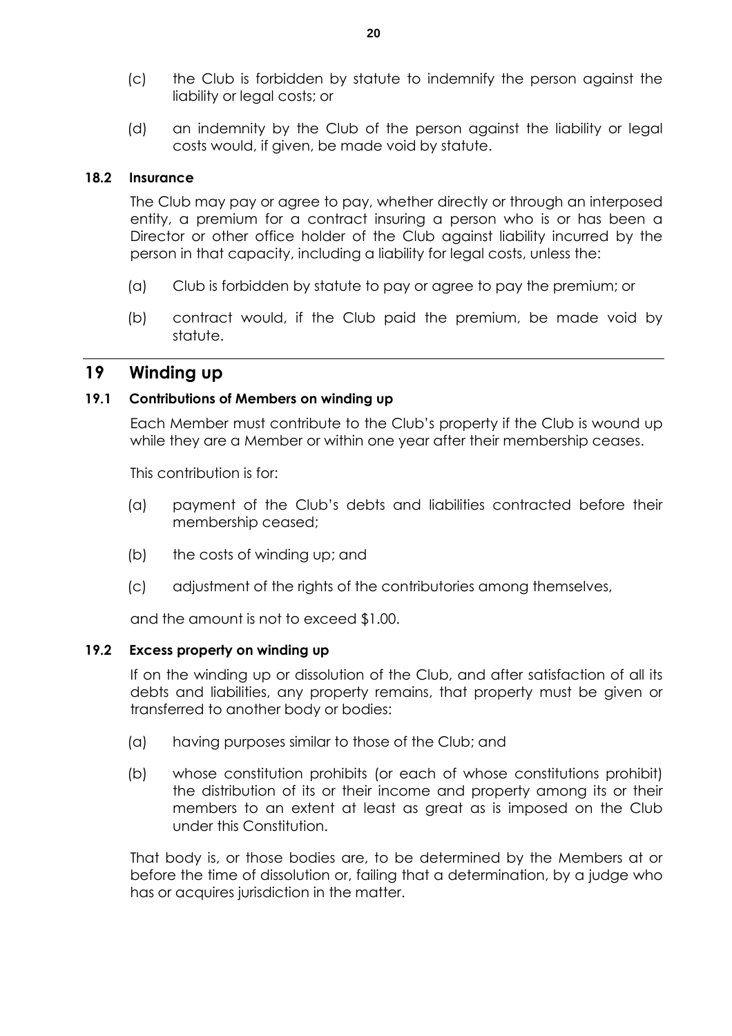(c) the Club is forbidden by statute to indemnify the person against the liability or legal costs; or

(d) an indemnity by the Club of the person against the liability or legal costs would, if given, be made void by statute.

### 18.2 Insurance

The Club may pay or agree to pay, whether directly or through an interposed entity, a premium for a contract insuring a person who is or has been a Director or other office holder of the Club against liability incurred by the person in that capacity, including a liability for legal costs, unless the:

(a) Club is forbidden by statute to pay or agree to pay the premium; or

(b) contract would, if the Club paid the premium, be made void by statute.

## 19 Winding up

### 19.1 Contributions of Members on winding up

Each Member must contribute to the Club's property if the Club is wound up while they are a Member or within one year after their membership ceases.

This contribution is for:

(a) payment of the Club's debts and liabilities contracted before their membership ceased;

(b) the costs of winding up; and

(c) adjustment of the rights of the contributories among themselves,

and the amount is not to exceed $1.00.

### 19.2 Excess property on winding up

If on the winding up or dissolution of the Club, and after satisfaction of all its debts and liabilities, any property remains, that property must be given or transferred to another body or bodies:

(a) having purposes similar to those of the Club; and

(b) whose constitution prohibits (or each of whose constitutions prohibit) the distribution of its or their income and property among its or their members to an extent at least as great as is imposed on the Club under this Constitution.

That body is, or those bodies are, to be determined by the Members at or before the time of dissolution or, failing that a determination, by a judge who has or acquires jurisdiction in the matter.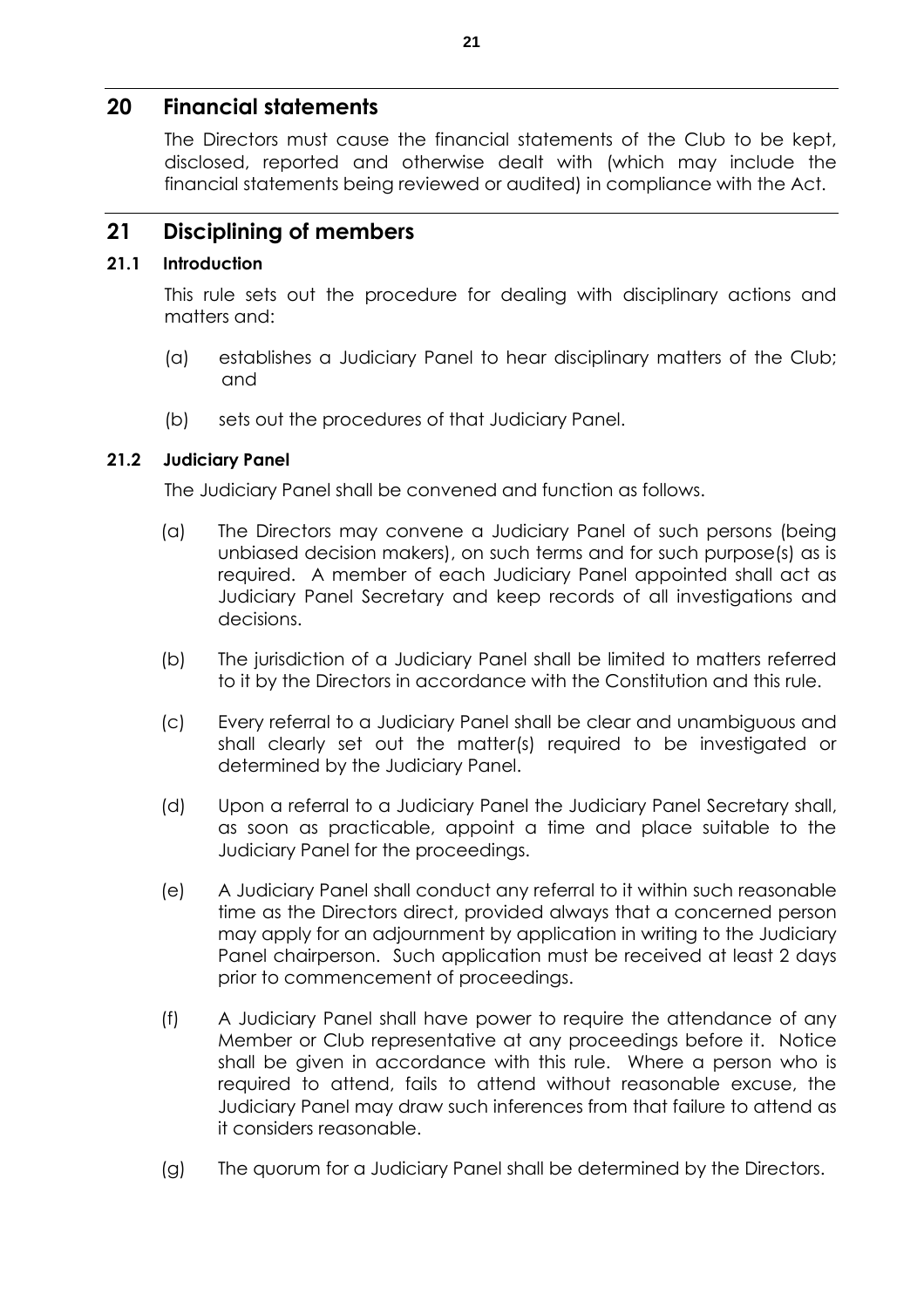## 20 Financial statements

The Directors must cause the financial statements of the Club to be kept, disclosed, reported and otherwise dealt with (which may include the financial statements being reviewed or audited) in compliance with the Act.

## 21 Disciplining of members

### 21.1 Introduction

This rule sets out the procedure for dealing with disciplinary actions and matters and:

(a) establishes a Judiciary Panel to hear disciplinary matters of the Club; and

(b) sets out the procedures of that Judiciary Panel.

### 21.2 Judiciary Panel

The Judiciary Panel shall be convened and function as follows.

(a) The Directors may convene a Judiciary Panel of such persons (being unbiased decision makers), on such terms and for such purpose(s) as is required. A member of each Judiciary Panel appointed shall act as Judiciary Panel Secretary and keep records of all investigations and decisions.

(b) The jurisdiction of a Judiciary Panel shall be limited to matters referred to it by the Directors in accordance with the Constitution and this rule.

(c) Every referral to a Judiciary Panel shall be clear and unambiguous and shall clearly set out the matter(s) required to be investigated or determined by the Judiciary Panel.

(d) Upon a referral to a Judiciary Panel the Judiciary Panel Secretary shall, as soon as practicable, appoint a time and place suitable to the Judiciary Panel for the proceedings.

(e) A Judiciary Panel shall conduct any referral to it within such reasonable time as the Directors direct, provided always that a concerned person may apply for an adjournment by application in writing to the Judiciary Panel chairperson. Such application must be received at least 2 days prior to commencement of proceedings.

(f) A Judiciary Panel shall have power to require the attendance of any Member or Club representative at any proceedings before it. Notice shall be given in accordance with this rule. Where a person who is required to attend, fails to attend without reasonable excuse, the Judiciary Panel may draw such inferences from that failure to attend as it considers reasonable.

(g) The quorum for a Judiciary Panel shall be determined by the Directors.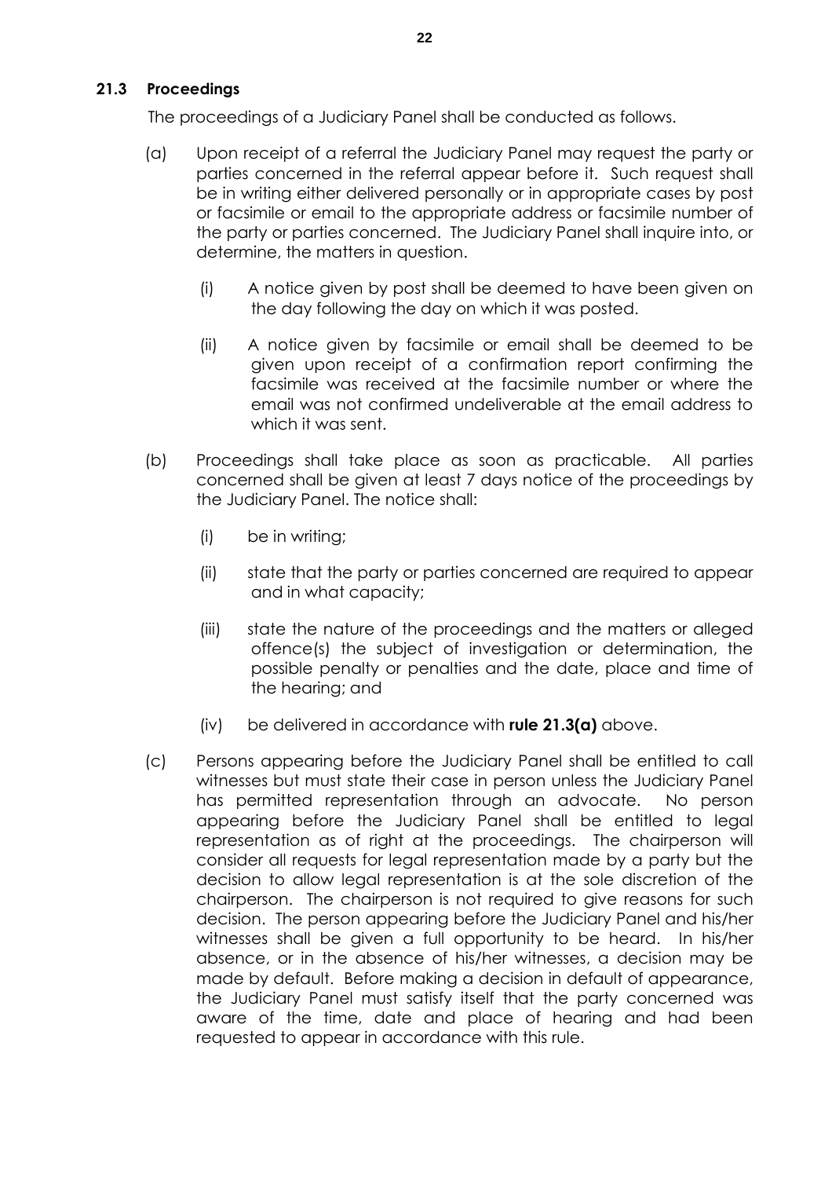### 21.3 Proceedings

The proceedings of a Judiciary Panel shall be conducted as follows.

(a) Upon receipt of a referral the Judiciary Panel may request the party or parties concerned in the referral appear before it. Such request shall be in writing either delivered personally or in appropriate cases by post or facsimile or email to the appropriate address or facsimile number of the party or parties concerned. The Judiciary Panel shall inquire into, or determine, the matters in question.

  (i) A notice given by post shall be deemed to have been given on the day following the day on which it was posted.

  (ii) A notice given by facsimile or email shall be deemed to be given upon receipt of a confirmation report confirming the facsimile was received at the facsimile number or where the email was not confirmed undeliverable at the email address to which it was sent.

(b) Proceedings shall take place as soon as practicable. All parties concerned shall be given at least 7 days notice of the proceedings by the Judiciary Panel. The notice shall:

  (i) be in writing;

  (ii) state that the party or parties concerned are required to appear and in what capacity;

  (iii) state the nature of the proceedings and the matters or alleged offence(s) the subject of investigation or determination, the possible penalty or penalties and the date, place and time of the hearing; and

  (iv) be delivered in accordance with **rule 21.3(a)** above.

(c) Persons appearing before the Judiciary Panel shall be entitled to call witnesses but must state their case in person unless the Judiciary Panel has permitted representation through an advocate. No person appearing before the Judiciary Panel shall be entitled to legal representation as of right at the proceedings. The chairperson will consider all requests for legal representation made by a party but the decision to allow legal representation is at the sole discretion of the chairperson. The chairperson is not required to give reasons for such decision. The person appearing before the Judiciary Panel and his/her witnesses shall be given a full opportunity to be heard. In his/her absence, or in the absence of his/her witnesses, a decision may be made by default. Before making a decision in default of appearance, the Judiciary Panel must satisfy itself that the party concerned was aware of the time, date and place of hearing and had been requested to appear in accordance with this rule.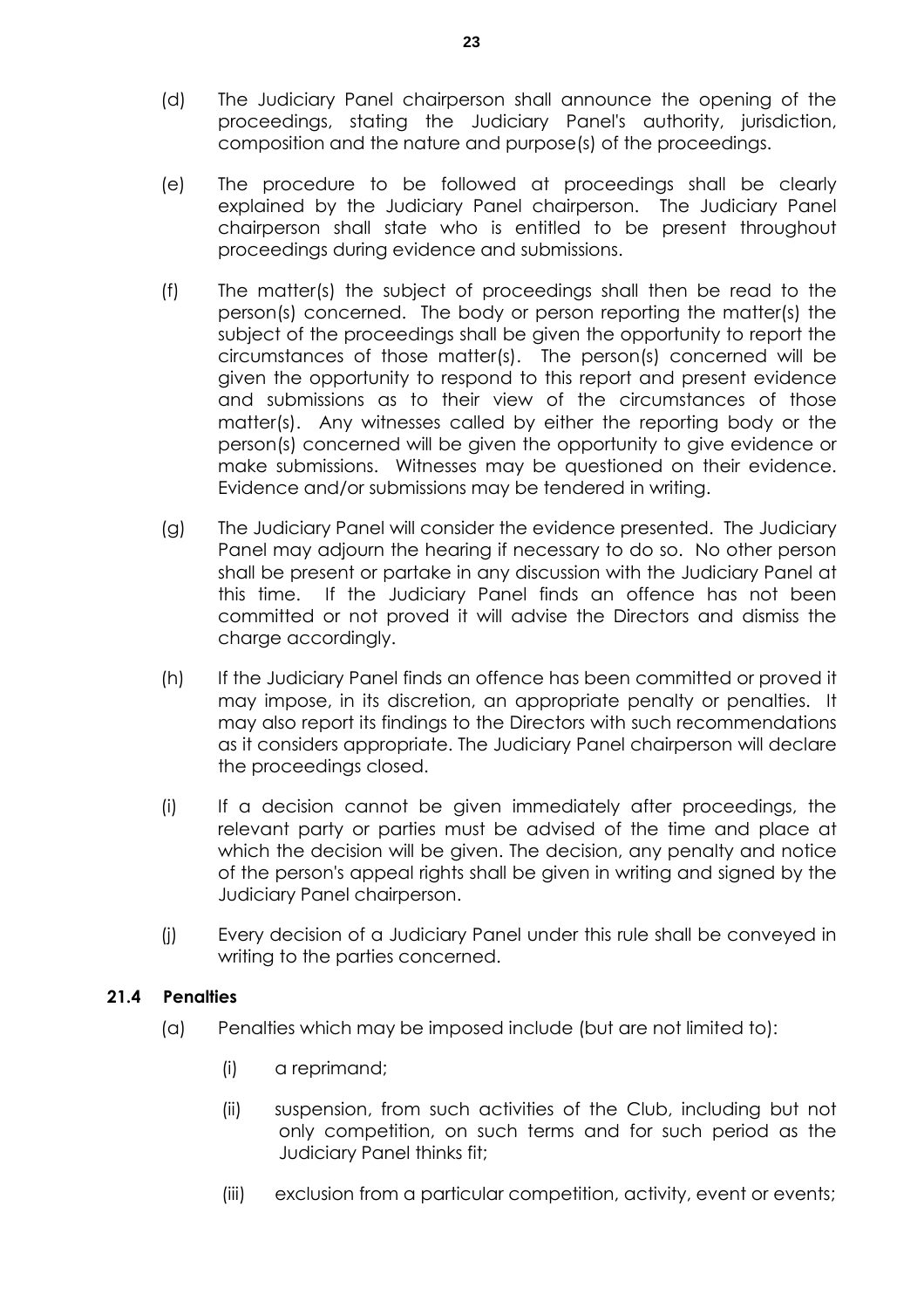(d) The Judiciary Panel chairperson shall announce the opening of the proceedings, stating the Judiciary Panel's authority, jurisdiction, composition and the nature and purpose(s) of the proceedings.

(e) The procedure to be followed at proceedings shall be clearly explained by the Judiciary Panel chairperson. The Judiciary Panel chairperson shall state who is entitled to be present throughout proceedings during evidence and submissions.

(f) The matter(s) the subject of proceedings shall then be read to the person(s) concerned. The body or person reporting the matter(s) the subject of the proceedings shall be given the opportunity to report the circumstances of those matter(s). The person(s) concerned will be given the opportunity to respond to this report and present evidence and submissions as to their view of the circumstances of those matter(s). Any witnesses called by either the reporting body or the person(s) concerned will be given the opportunity to give evidence or make submissions. Witnesses may be questioned on their evidence. Evidence and/or submissions may be tendered in writing.

(g) The Judiciary Panel will consider the evidence presented. The Judiciary Panel may adjourn the hearing if necessary to do so. No other person shall be present or partake in any discussion with the Judiciary Panel at this time. If the Judiciary Panel finds an offence has not been committed or not proved it will advise the Directors and dismiss the charge accordingly.

(h) If the Judiciary Panel finds an offence has been committed or proved it may impose, in its discretion, an appropriate penalty or penalties. It may also report its findings to the Directors with such recommendations as it considers appropriate. The Judiciary Panel chairperson will declare the proceedings closed.

(i) If a decision cannot be given immediately after proceedings, the relevant party or parties must be advised of the time and place at which the decision will be given. The decision, any penalty and notice of the person's appeal rights shall be given in writing and signed by the Judiciary Panel chairperson.

(j) Every decision of a Judiciary Panel under this rule shall be conveyed in writing to the parties concerned.

**21.4 Penalties**

(a) Penalties which may be imposed include (but are not limited to):

(i) a reprimand;

(ii) suspension, from such activities of the Club, including but not only competition, on such terms and for such period as the Judiciary Panel thinks fit;

(iii) exclusion from a particular competition, activity, event or events;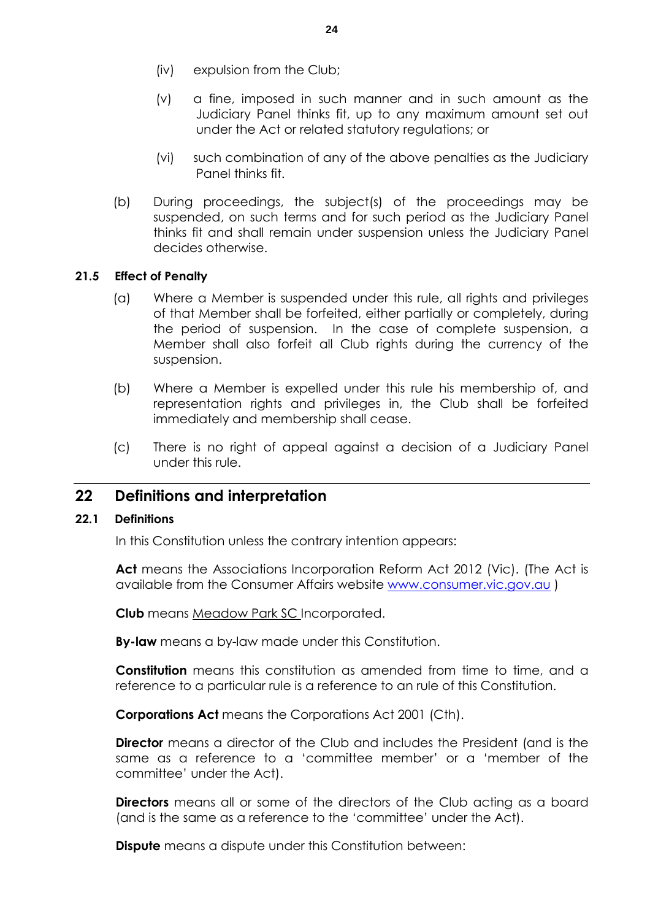(iv) expulsion from the Club;

(v) a fine, imposed in such manner and in such amount as the Judiciary Panel thinks fit, up to any maximum amount set out under the Act or related statutory regulations; or

(vi) such combination of any of the above penalties as the Judiciary Panel thinks fit.

(b) During proceedings, the subject(s) of the proceedings may be suspended, on such terms and for such period as the Judiciary Panel thinks fit and shall remain under suspension unless the Judiciary Panel decides otherwise.

### 21.5 Effect of Penalty

(a) Where a Member is suspended under this rule, all rights and privileges of that Member shall be forfeited, either partially or completely, during the period of suspension. In the case of complete suspension, a Member shall also forfeit all Club rights during the currency of the suspension.

(b) Where a Member is expelled under this rule his membership of, and representation rights and privileges in, the Club shall be forfeited immediately and membership shall cease.

(c) There is no right of appeal against a decision of a Judiciary Panel under this rule.

## 22 Definitions and interpretation

### 22.1 Definitions

In this Constitution unless the contrary intention appears:

**Act** means the Associations Incorporation Reform Act 2012 (Vic). (The Act is available from the Consumer Affairs website www.consumer.vic.gov.au )

**Club** means Meadow Park SC Incorporated.

**By-law** means a by-law made under this Constitution.

**Constitution** means this constitution as amended from time to time, and a reference to a particular rule is a reference to an rule of this Constitution.

**Corporations Act** means the Corporations Act 2001 (Cth).

**Director** means a director of the Club and includes the President (and is the same as a reference to a 'committee member' or a 'member of the committee' under the Act).

**Directors** means all or some of the directors of the Club acting as a board (and is the same as a reference to the 'committee' under the Act).

**Dispute** means a dispute under this Constitution between: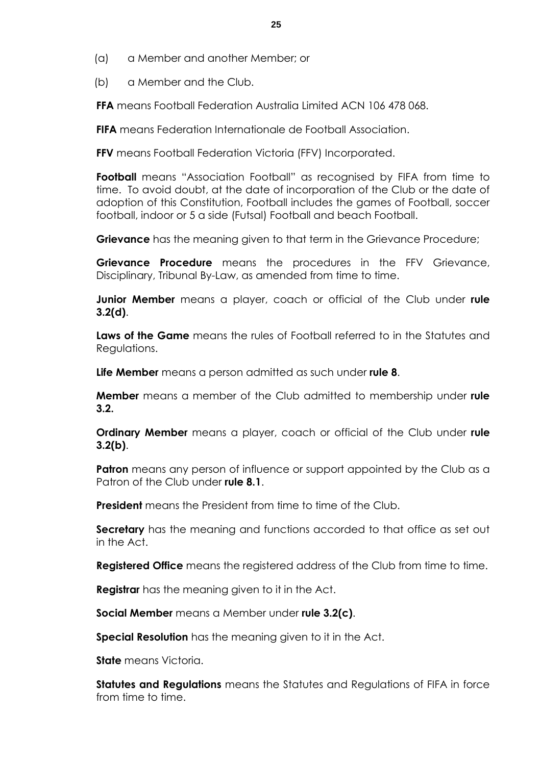(a) a Member and another Member; or

(b) a Member and the Club.

**FFA** means Football Federation Australia Limited ACN 106 478 068.

**FIFA** means Federation Internationale de Football Association.

**FFV** means Football Federation Victoria (FFV) Incorporated.

**Football** means "Association Football" as recognised by FIFA from time to time. To avoid doubt, at the date of incorporation of the Club or the date of adoption of this Constitution, Football includes the games of Football, soccer football, indoor or 5 a side (Futsal) Football and beach Football.

**Grievance** has the meaning given to that term in the Grievance Procedure;

**Grievance Procedure** means the procedures in the FFV Grievance, Disciplinary, Tribunal By-Law, as amended from time to time.

**Junior Member** means a player, coach or official of the Club under **rule 3.2(d)**.

**Laws of the Game** means the rules of Football referred to in the Statutes and Regulations.

**Life Member** means a person admitted as such under **rule 8**.

**Member** means a member of the Club admitted to membership under **rule 3.2.**

**Ordinary Member** means a player, coach or official of the Club under **rule 3.2(b)**.

**Patron** means any person of influence or support appointed by the Club as a Patron of the Club under **rule 8.1**.

**President** means the President from time to time of the Club.

**Secretary** has the meaning and functions accorded to that office as set out in the Act.

**Registered Office** means the registered address of the Club from time to time.

**Registrar** has the meaning given to it in the Act.

**Social Member** means a Member under **rule 3.2(c)**.

**Special Resolution** has the meaning given to it in the Act.

**State** means Victoria.

**Statutes and Regulations** means the Statutes and Regulations of FIFA in force from time to time.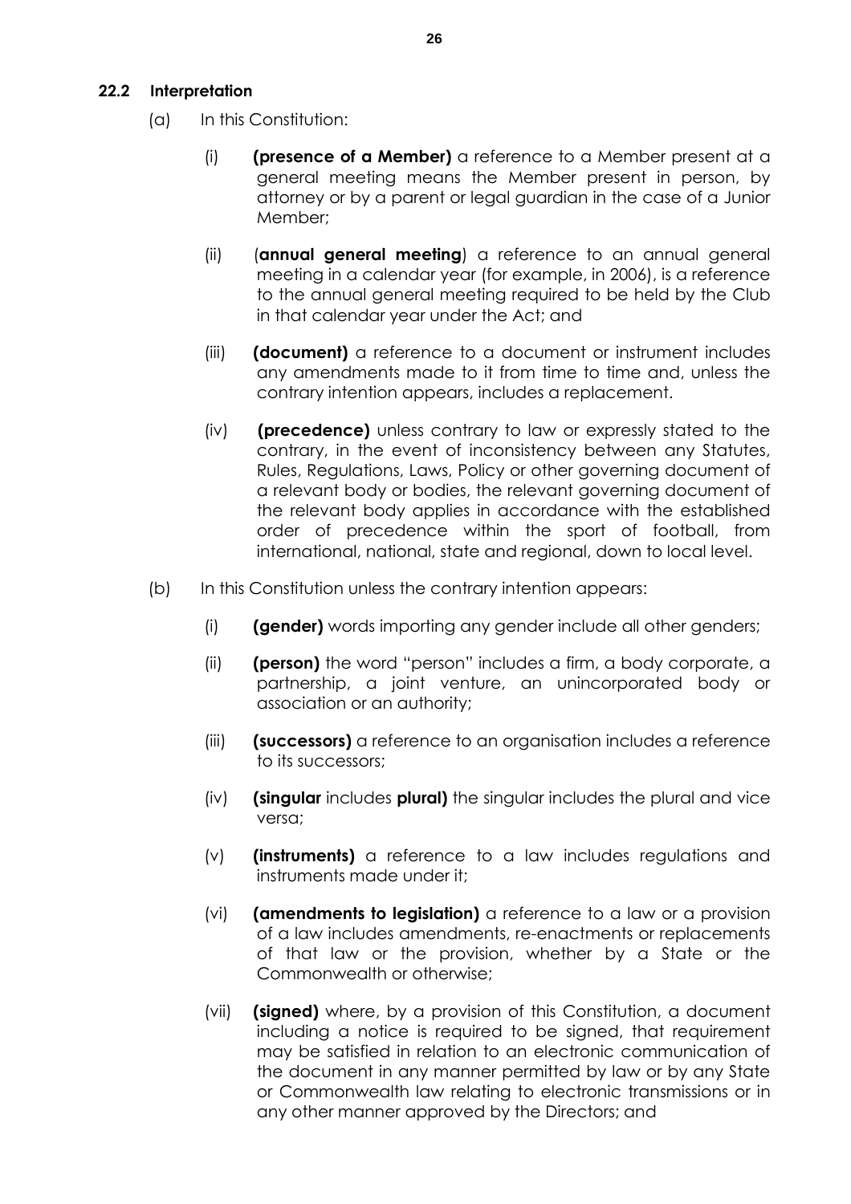### 22.2 Interpretation

(a) In this Constitution:

(i) **(presence of a Member)** a reference to a Member present at a general meeting means the Member present in person, by attorney or by a parent or legal guardian in the case of a Junior Member;

(ii) (**annual general meeting**) a reference to an annual general meeting in a calendar year (for example, in 2006), is a reference to the annual general meeting required to be held by the Club in that calendar year under the Act; and

(iii) **(document)** a reference to a document or instrument includes any amendments made to it from time to time and, unless the contrary intention appears, includes a replacement.

(iv) **(precedence)** unless contrary to law or expressly stated to the contrary, in the event of inconsistency between any Statutes, Rules, Regulations, Laws, Policy or other governing document of a relevant body or bodies, the relevant governing document of the relevant body applies in accordance with the established order of precedence within the sport of football, from international, national, state and regional, down to local level.

(b) In this Constitution unless the contrary intention appears:

(i) **(gender)** words importing any gender include all other genders;

(ii) **(person)** the word "person" includes a firm, a body corporate, a partnership, a joint venture, an unincorporated body or association or an authority;

(iii) **(successors)** a reference to an organisation includes a reference to its successors;

(iv) **(singular** includes **plural)** the singular includes the plural and vice versa;

(v) **(instruments)** a reference to a law includes regulations and instruments made under it;

(vi) **(amendments to legislation)** a reference to a law or a provision of a law includes amendments, re-enactments or replacements of that law or the provision, whether by a State or the Commonwealth or otherwise;

(vii) **(signed)** where, by a provision of this Constitution, a document including a notice is required to be signed, that requirement may be satisfied in relation to an electronic communication of the document in any manner permitted by law or by any State or Commonwealth law relating to electronic transmissions or in any other manner approved by the Directors; and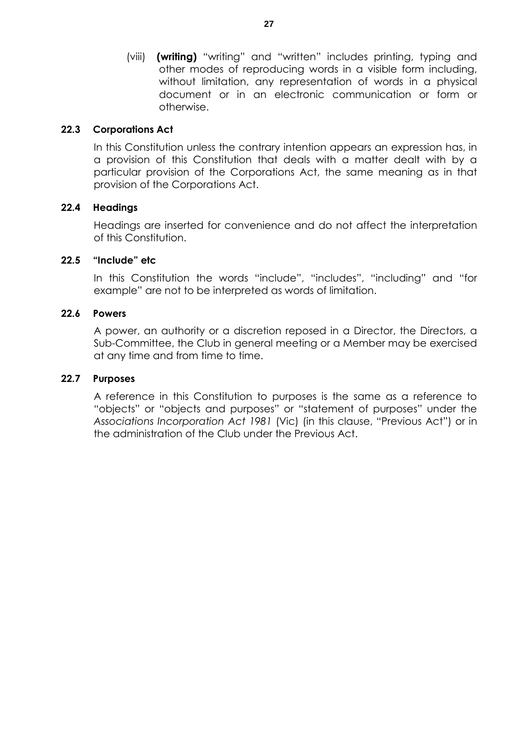(viii) **(writing)** "writing" and "written" includes printing, typing and other modes of reproducing words in a visible form including, without limitation, any representation of words in a physical document or in an electronic communication or form or otherwise.

### 22.3 Corporations Act

In this Constitution unless the contrary intention appears an expression has, in a provision of this Constitution that deals with a matter dealt with by a particular provision of the Corporations Act, the same meaning as in that provision of the Corporations Act.

### 22.4 Headings

Headings are inserted for convenience and do not affect the interpretation of this Constitution.

### 22.5 "Include" etc

In this Constitution the words "include", "includes", "including" and "for example" are not to be interpreted as words of limitation.

### 22.6 Powers

A power, an authority or a discretion reposed in a Director, the Directors, a Sub-Committee, the Club in general meeting or a Member may be exercised at any time and from time to time.

### 22.7 Purposes

A reference in this Constitution to purposes is the same as a reference to "objects" or "objects and purposes" or "statement of purposes" under the *Associations Incorporation Act 1981* (Vic) (in this clause, "Previous Act") or in the administration of the Club under the Previous Act.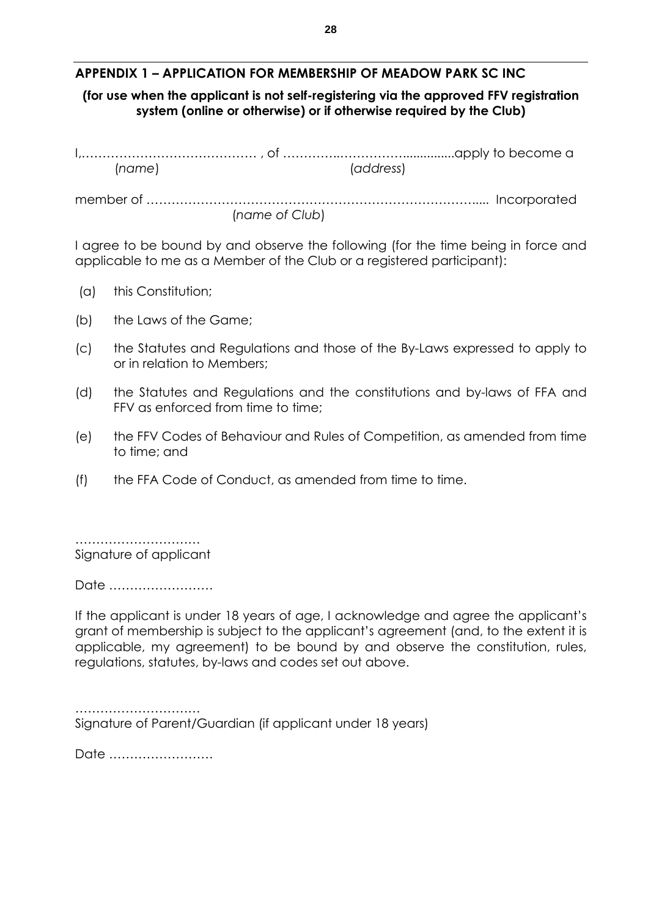## APPENDIX 1 – APPLICATION FOR MEMBERSHIP OF MEADOW PARK SC INC

**(for use when the applicant is not self-registering via the approved FFV registration system (online or otherwise) or if otherwise required by the Club)**

I,…………………………………… , of …………..……………..............apply to become a
(*name*) (*address*)

member of …………………………………………………………………….... Incorporated
(*name of Club*)

I agree to be bound by and observe the following (for the time being in force and applicable to me as a Member of the Club or a registered participant):

(a) this Constitution;

(b) the Laws of the Game;

(c) the Statutes and Regulations and those of the By-Laws expressed to apply to or in relation to Members;

(d) the Statutes and Regulations and the constitutions and by-laws of FFA and FFV as enforced from time to time;

(e) the FFV Codes of Behaviour and Rules of Competition, as amended from time to time; and

(f) the FFA Code of Conduct, as amended from time to time.

…………………………
Signature of applicant

Date ……………………

If the applicant is under 18 years of age, I acknowledge and agree the applicant's grant of membership is subject to the applicant's agreement (and, to the extent it is applicable, my agreement) to be bound by and observe the constitution, rules, regulations, statutes, by-laws and codes set out above.

…………………………
Signature of Parent/Guardian (if applicant under 18 years)

Date ……………………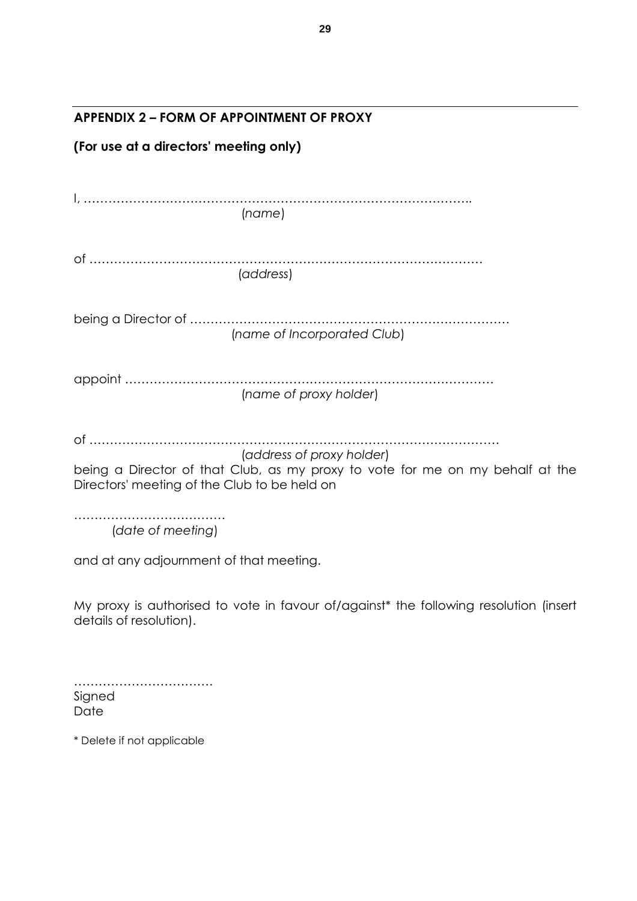## APPENDIX 2 – FORM OF APPOINTMENT OF PROXY

### (For use at a directors' meeting only)

I, ……………………………………………………………………………………..
(*name*)

of ………………………………………………………………………………………
(*address*)

being a Director of …………………………………………………………………
(*name of Incorporated Club*)

appoint ………………………………………………………………………………
(*name of proxy holder*)

of ………………………………………………………………………………………
(*address of proxy holder*)
being a Director of that Club, as my proxy to vote for me on my behalf at the Directors' meeting of the Club to be held on

………………………………
(*date of meeting*)

and at any adjournment of that meeting.

My proxy is authorised to vote in favour of/against* the following resolution (insert details of resolution).

……………………………
Signed
Date

* Delete if not applicable